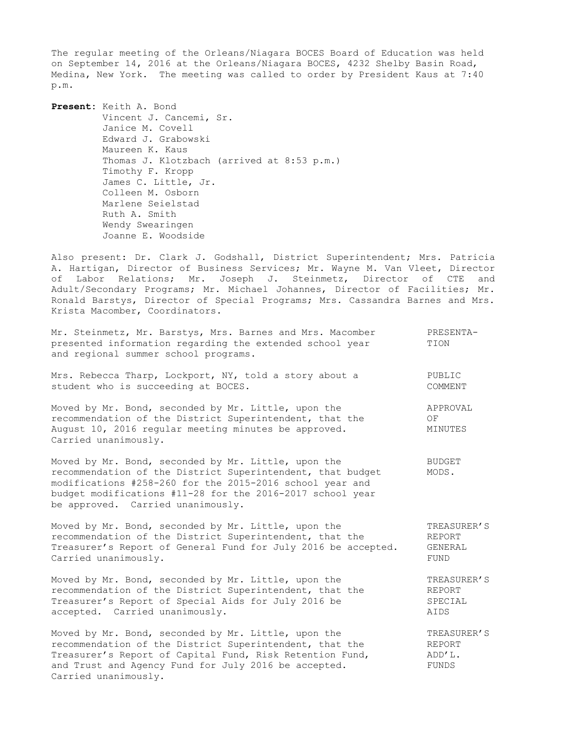The regular meeting of the Orleans/Niagara BOCES Board of Education was held on September 14, 2016 at the Orleans/Niagara BOCES, 4232 Shelby Basin Road, Medina, New York. The meeting was called to order by President Kaus at 7:40 p.m.

**Present:** Keith A. Bond
Vincent J. Cancemi, Sr.
Janice M. Covell
Edward J. Grabowski
Maureen K. Kaus
Thomas J. Klotzbach (arrived at 8:53 p.m.)
Timothy F. Kropp
James C. Little, Jr.
Colleen M. Osborn
Marlene Seielstad
Ruth A. Smith
Wendy Swearingen
Joanne E. Woodside

Also present: Dr. Clark J. Godshall, District Superintendent; Mrs. Patricia A. Hartigan, Director of Business Services; Mr. Wayne M. Van Vleet, Director of Labor Relations; Mr. Joseph J. Steinmetz, Director of CTE and Adult/Secondary Programs; Mr. Michael Johannes, Director of Facilities; Mr. Ronald Barstys, Director of Special Programs; Mrs. Cassandra Barnes and Mrs. Krista Macomber, Coordinators.

**PRESENTATION**

Mr. Steinmetz, Mr. Barstys, Mrs. Barnes and Mrs. Macomber presented information regarding the extended school year and regional summer school programs.

**PUBLIC COMMENT**

Mrs. Rebecca Tharp, Lockport, NY, told a story about a student who is succeeding at BOCES.

**APPROVAL OF MINUTES**

Moved by Mr. Bond, seconded by Mr. Little, upon the recommendation of the District Superintendent, that the August 10, 2016 regular meeting minutes be approved. Carried unanimously.

**BUDGET MODS.**

Moved by Mr. Bond, seconded by Mr. Little, upon the recommendation of the District Superintendent, that budget modifications #258-260 for the 2015-2016 school year and budget modifications #11-28 for the 2016-2017 school year be approved. Carried unanimously.

**TREASURER'S REPORT GENERAL FUND**

Moved by Mr. Bond, seconded by Mr. Little, upon the recommendation of the District Superintendent, that the Treasurer's Report of General Fund for July 2016 be accepted. Carried unanimously.

**TREASURER'S REPORT SPECIAL AIDS**

Moved by Mr. Bond, seconded by Mr. Little, upon the recommendation of the District Superintendent, that the Treasurer's Report of Special Aids for July 2016 be accepted. Carried unanimously.

**TREASURER'S REPORT ADD'L. FUNDS**

Moved by Mr. Bond, seconded by Mr. Little, upon the recommendation of the District Superintendent, that the Treasurer's Report of Capital Fund, Risk Retention Fund, and Trust and Agency Fund for July 2016 be accepted. Carried unanimously.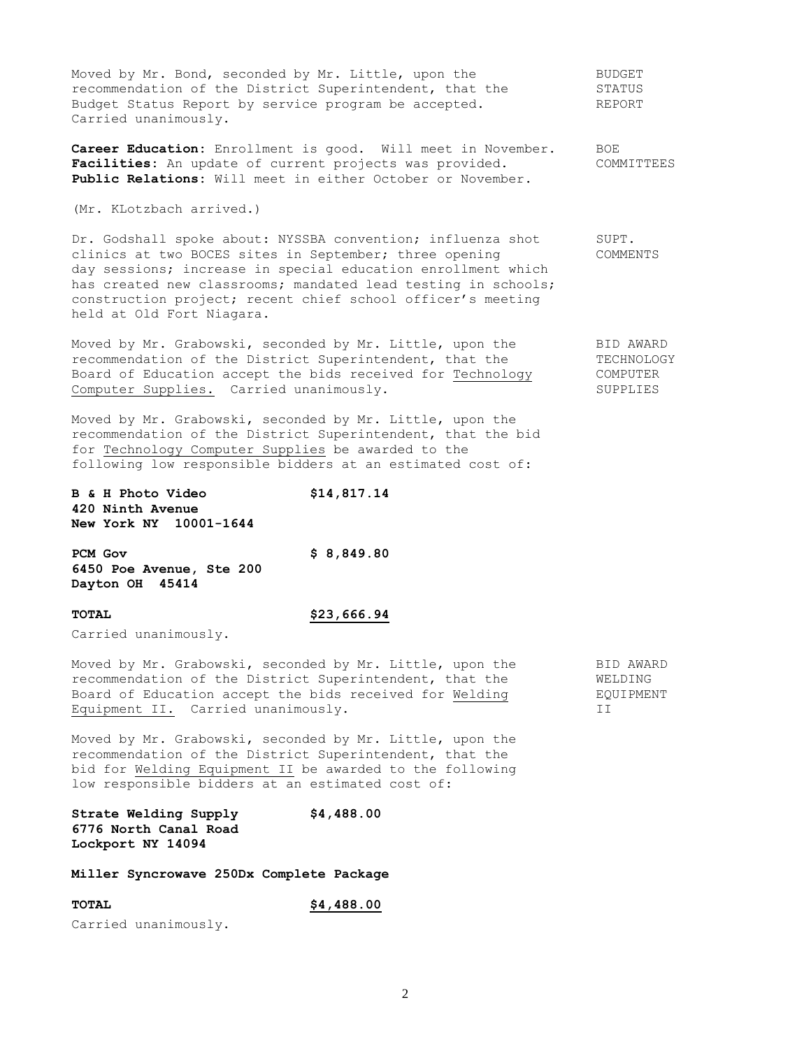Moved by Mr. Bond, seconded by Mr. Little, upon the recommendation of the District Superintendent, that the Budget Status Report by service program be accepted. Carried unanimously.

BUDGET STATUS REPORT

**Career Education**: Enrollment is good. Will meet in November.
**Facilities**: An update of current projects was provided.
**Public Relations**: Will meet in either October or November.

BOE COMMITTEES

(Mr. KLotzbach arrived.)

Dr. Godshall spoke about: NYSSBA convention; influenza shot clinics at two BOCES sites in September; three opening day sessions; increase in special education enrollment which has created new classrooms; mandated lead testing in schools; construction project; recent chief school officer's meeting held at Old Fort Niagara.

SUPT. COMMENTS

Moved by Mr. Grabowski, seconded by Mr. Little, upon the recommendation of the District Superintendent, that the Board of Education accept the bids received for Technology Computer Supplies. Carried unanimously.

BID AWARD TECHNOLOGY COMPUTER SUPPLIES

Moved by Mr. Grabowski, seconded by Mr. Little, upon the recommendation of the District Superintendent, that the bid for Technology Computer Supplies be awarded to the following low responsible bidders at an estimated cost of:

**B & H Photo Video** — **$14,817.14**
**420 Ninth Avenue**
**New York NY 10001-1644**

**PCM Gov** — **$ 8,849.80**
**6450 Poe Avenue, Ste 200**
**Dayton OH 45414**

**TOTAL** — **$23,666.94**

Carried unanimously.

Moved by Mr. Grabowski, seconded by Mr. Little, upon the recommendation of the District Superintendent, that the Board of Education accept the bids received for Welding Equipment II. Carried unanimously.

BID AWARD WELDING EQUIPMENT II

Moved by Mr. Grabowski, seconded by Mr. Little, upon the recommendation of the District Superintendent, that the bid for Welding Equipment II be awarded to the following low responsible bidders at an estimated cost of:

**Strate Welding Supply** — **$4,488.00**
**6776 North Canal Road**
**Lockport NY 14094**

**Miller Syncrowave 250Dx Complete Package**

**TOTAL** — **$4,488.00**

Carried unanimously.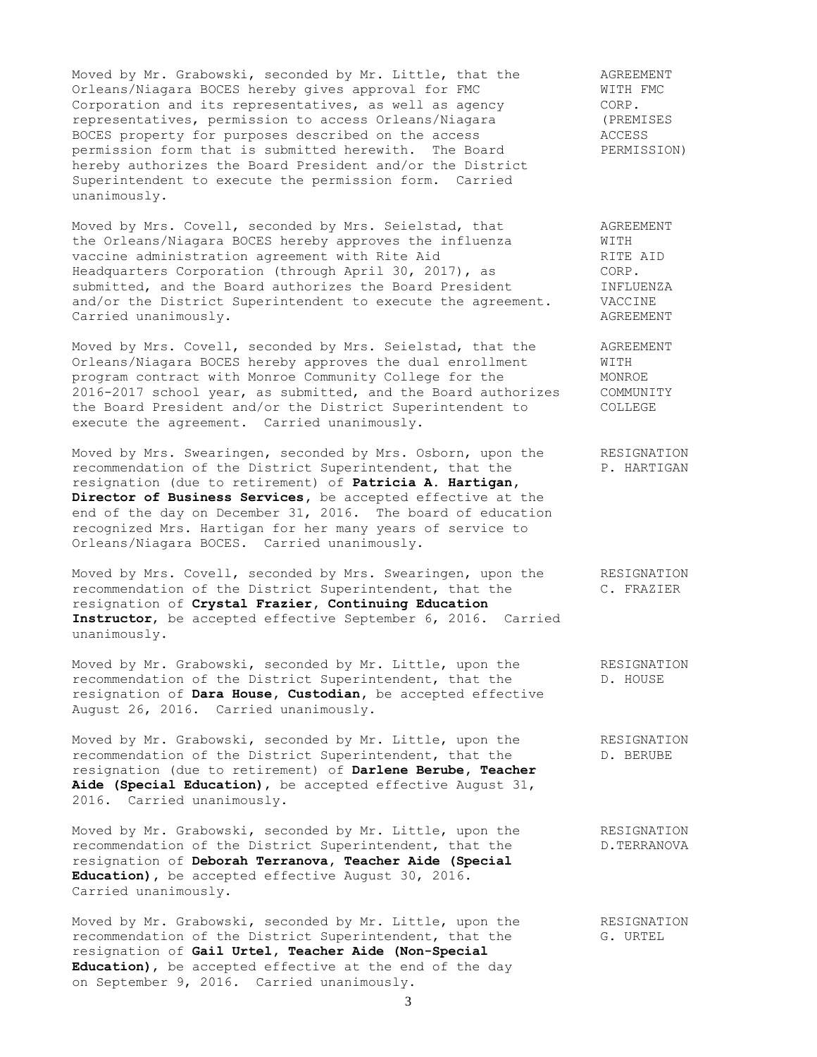Moved by Mr. Grabowski, seconded by Mr. Little, that the Orleans/Niagara BOCES hereby gives approval for FMC Corporation and its representatives, as well as agency representatives, permission to access Orleans/Niagara BOCES property for purposes described on the access permission form that is submitted herewith. The Board hereby authorizes the Board President and/or the District Superintendent to execute the permission form. Carried unanimously.

AGREEMENT WITH FMC CORP. (PREMISES ACCESS PERMISSION)

Moved by Mrs. Covell, seconded by Mrs. Seielstad, that the Orleans/Niagara BOCES hereby approves the influenza vaccine administration agreement with Rite Aid Headquarters Corporation (through April 30, 2017), as submitted, and the Board authorizes the Board President and/or the District Superintendent to execute the agreement. Carried unanimously.

AGREEMENT WITH RITE AID CORP. INFLUENZA VACCINE AGREEMENT

Moved by Mrs. Covell, seconded by Mrs. Seielstad, that the Orleans/Niagara BOCES hereby approves the dual enrollment program contract with Monroe Community College for the 2016-2017 school year, as submitted, and the Board authorizes the Board President and/or the District Superintendent to execute the agreement. Carried unanimously.

AGREEMENT WITH MONROE COMMUNITY COLLEGE

Moved by Mrs. Swearingen, seconded by Mrs. Osborn, upon the recommendation of the District Superintendent, that the resignation (due to retirement) of **Patricia A. Hartigan, Director of Business Services**, be accepted effective at the end of the day on December 31, 2016. The board of education recognized Mrs. Hartigan for her many years of service to Orleans/Niagara BOCES. Carried unanimously.

RESIGNATION P. HARTIGAN

Moved by Mrs. Covell, seconded by Mrs. Swearingen, upon the recommendation of the District Superintendent, that the resignation of **Crystal Frazier, Continuing Education Instructor**, be accepted effective September 6, 2016. Carried unanimously.

RESIGNATION C. FRAZIER

Moved by Mr. Grabowski, seconded by Mr. Little, upon the recommendation of the District Superintendent, that the resignation of **Dara House, Custodian**, be accepted effective August 26, 2016. Carried unanimously.

RESIGNATION D. HOUSE

Moved by Mr. Grabowski, seconded by Mr. Little, upon the recommendation of the District Superintendent, that the resignation (due to retirement) of **Darlene Berube, Teacher Aide (Special Education)**, be accepted effective August 31, 2016. Carried unanimously.

RESIGNATION D. BERUBE

Moved by Mr. Grabowski, seconded by Mr. Little, upon the recommendation of the District Superintendent, that the resignation of **Deborah Terranova, Teacher Aide (Special Education)**, be accepted effective August 30, 2016. Carried unanimously.

RESIGNATION D.TERRANOVA

Moved by Mr. Grabowski, seconded by Mr. Little, upon the recommendation of the District Superintendent, that the resignation of **Gail Urtel, Teacher Aide (Non-Special Education)**, be accepted effective at the end of the day on September 9, 2016. Carried unanimously.

RESIGNATION G. URTEL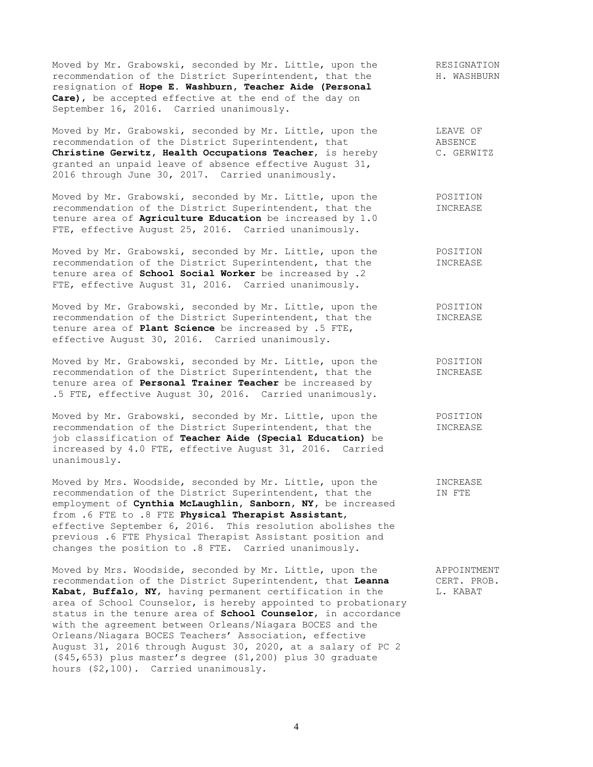Moved by Mr. Grabowski, seconded by Mr. Little, upon the recommendation of the District Superintendent, that the resignation of **Hope E. Washburn, Teacher Aide (Personal Care)**, be accepted effective at the end of the day on September 16, 2016. Carried unanimously.

RESIGNATION
H. WASHBURN

Moved by Mr. Grabowski, seconded by Mr. Little, upon the recommendation of the District Superintendent, that **Christine Gerwitz, Health Occupations Teacher**, is hereby granted an unpaid leave of absence effective August 31, 2016 through June 30, 2017. Carried unanimously.

LEAVE OF ABSENCE
C. GERWITZ

Moved by Mr. Grabowski, seconded by Mr. Little, upon the recommendation of the District Superintendent, that the tenure area of **Agriculture Education** be increased by 1.0 FTE, effective August 25, 2016. Carried unanimously.

POSITION INCREASE

Moved by Mr. Grabowski, seconded by Mr. Little, upon the recommendation of the District Superintendent, that the tenure area of **School Social Worker** be increased by .2 FTE, effective August 31, 2016. Carried unanimously.

POSITION INCREASE

Moved by Mr. Grabowski, seconded by Mr. Little, upon the recommendation of the District Superintendent, that the tenure area of **Plant Science** be increased by .5 FTE, effective August 30, 2016. Carried unanimously.

POSITION INCREASE

Moved by Mr. Grabowski, seconded by Mr. Little, upon the recommendation of the District Superintendent, that the tenure area of **Personal Trainer Teacher** be increased by .5 FTE, effective August 30, 2016. Carried unanimously.

POSITION INCREASE

Moved by Mr. Grabowski, seconded by Mr. Little, upon the recommendation of the District Superintendent, that the job classification of **Teacher Aide (Special Education)** be increased by 4.0 FTE, effective August 31, 2016. Carried unanimously.

POSITION INCREASE

Moved by Mrs. Woodside, seconded by Mr. Little, upon the recommendation of the District Superintendent, that the employment of **Cynthia McLaughlin, Sanborn, NY**, be increased from .6 FTE to .8 FTE **Physical Therapist Assistant**, effective September 6, 2016. This resolution abolishes the previous .6 FTE Physical Therapist Assistant position and changes the position to .8 FTE. Carried unanimously.

INCREASE IN FTE

Moved by Mrs. Woodside, seconded by Mr. Little, upon the recommendation of the District Superintendent, that **Leanna Kabat, Buffalo, NY**, having permanent certification in the area of School Counselor, is hereby appointed to probationary status in the tenure area of **School Counselor**, in accordance with the agreement between Orleans/Niagara BOCES and the Orleans/Niagara BOCES Teachers' Association, effective August 31, 2016 through August 30, 2020, at a salary of PC 2 ($45,653) plus master's degree ($1,200) plus 30 graduate hours ($2,100). Carried unanimously.

APPOINTMENT CERT. PROB.
L. KABAT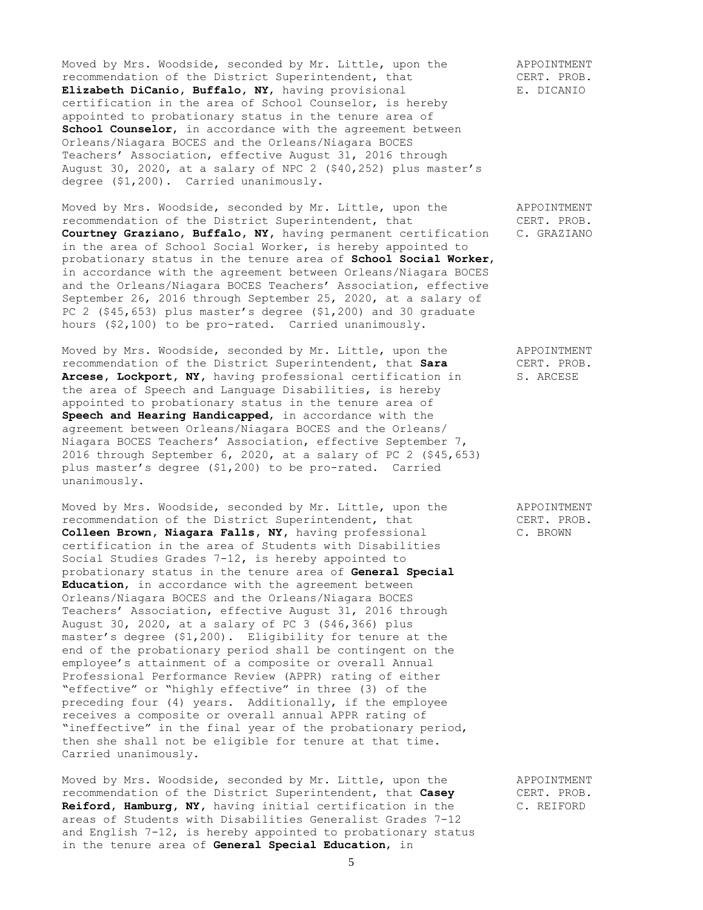Moved by Mrs. Woodside, seconded by Mr. Little, upon the recommendation of the District Superintendent, that **Elizabeth DiCanio, Buffalo, NY,** having provisional certification in the area of School Counselor, is hereby appointed to probationary status in the tenure area of **School Counselor**, in accordance with the agreement between Orleans/Niagara BOCES and the Orleans/Niagara BOCES Teachers' Association, effective August 31, 2016 through August 30, 2020, at a salary of NPC 2 ($40,252) plus master's degree ($1,200). Carried unanimously.

APPOINTMENT
CERT. PROB.
E. DICANIO

Moved by Mrs. Woodside, seconded by Mr. Little, upon the recommendation of the District Superintendent, that **Courtney Graziano, Buffalo, NY,** having permanent certification in the area of School Social Worker, is hereby appointed to probationary status in the tenure area of **School Social Worker**, in accordance with the agreement between Orleans/Niagara BOCES and the Orleans/Niagara BOCES Teachers' Association, effective September 26, 2016 through September 25, 2020, at a salary of PC 2 ($45,653) plus master's degree ($1,200) and 30 graduate hours ($2,100) to be pro-rated. Carried unanimously.

APPOINTMENT
CERT. PROB.
C. GRAZIANO

Moved by Mrs. Woodside, seconded by Mr. Little, upon the recommendation of the District Superintendent, that **Sara Arcese, Lockport, NY,** having professional certification in the area of Speech and Language Disabilities, is hereby appointed to probationary status in the tenure area of **Speech and Hearing Handicapped**, in accordance with the agreement between Orleans/Niagara BOCES and the Orleans/Niagara BOCES Teachers' Association, effective September 7, 2016 through September 6, 2020, at a salary of PC 2 ($45,653) plus master's degree ($1,200) to be pro-rated. Carried unanimously.

APPOINTMENT
CERT. PROB.
S. ARCESE

Moved by Mrs. Woodside, seconded by Mr. Little, upon the recommendation of the District Superintendent, that **Colleen Brown, Niagara Falls, NY,** having professional certification in the area of Students with Disabilities Social Studies Grades 7-12, is hereby appointed to probationary status in the tenure area of **General Special Education**, in accordance with the agreement between Orleans/Niagara BOCES and the Orleans/Niagara BOCES Teachers' Association, effective August 31, 2016 through August 30, 2020, at a salary of PC 3 ($46,366) plus master's degree ($1,200). Eligibility for tenure at the end of the probationary period shall be contingent on the employee's attainment of a composite or overall Annual Professional Performance Review (APPR) rating of either "effective" or "highly effective" in three (3) of the preceding four (4) years. Additionally, if the employee receives a composite or overall annual APPR rating of "ineffective" in the final year of the probationary period, then she shall not be eligible for tenure at that time. Carried unanimously.

APPOINTMENT
CERT. PROB.
C. BROWN

Moved by Mrs. Woodside, seconded by Mr. Little, upon the recommendation of the District Superintendent, that **Casey Reiford, Hamburg, NY,** having initial certification in the areas of Students with Disabilities Generalist Grades 7-12 and English 7-12, is hereby appointed to probationary status in the tenure area of **General Special Education**, in

APPOINTMENT
CERT. PROB.
C. REIFORD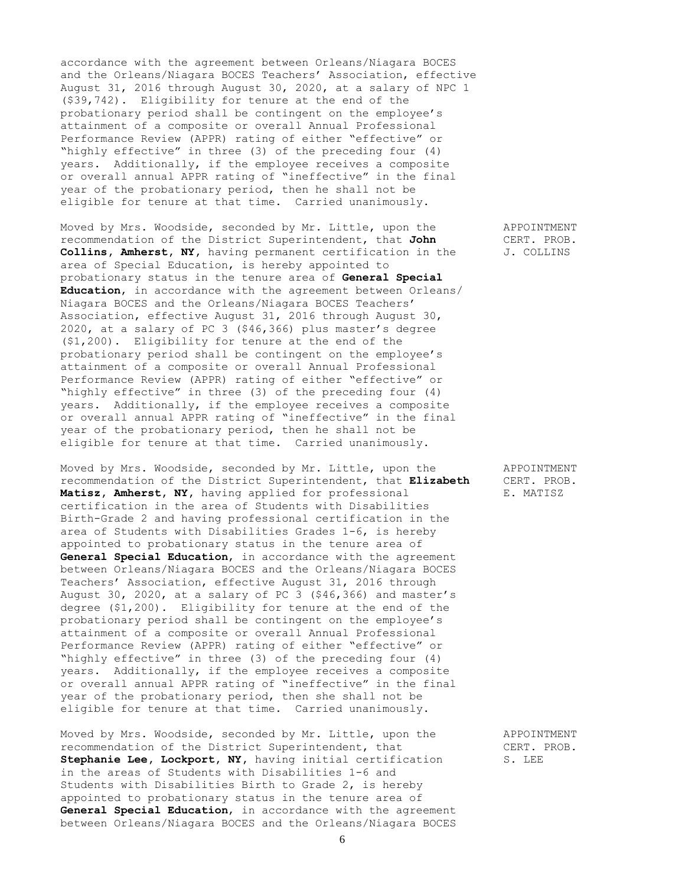accordance with the agreement between Orleans/Niagara BOCES and the Orleans/Niagara BOCES Teachers' Association, effective August 31, 2016 through August 30, 2020, at a salary of NPC 1 ($39,742). Eligibility for tenure at the end of the probationary period shall be contingent on the employee's attainment of a composite or overall Annual Professional Performance Review (APPR) rating of either "effective" or "highly effective" in three (3) of the preceding four (4) years. Additionally, if the employee receives a composite or overall annual APPR rating of "ineffective" in the final year of the probationary period, then he shall not be eligible for tenure at that time. Carried unanimously.

APPOINTMENT
CERT. PROB.
J. COLLINS

Moved by Mrs. Woodside, seconded by Mr. Little, upon the recommendation of the District Superintendent, that **John Collins, Amherst, NY,** having permanent certification in the area of Special Education, is hereby appointed to probationary status in the tenure area of **General Special Education**, in accordance with the agreement between Orleans/ Niagara BOCES and the Orleans/Niagara BOCES Teachers' Association, effective August 31, 2016 through August 30, 2020, at a salary of PC 3 ($46,366) plus master's degree ($1,200). Eligibility for tenure at the end of the probationary period shall be contingent on the employee's attainment of a composite or overall Annual Professional Performance Review (APPR) rating of either "effective" or "highly effective" in three (3) of the preceding four (4) years. Additionally, if the employee receives a composite or overall annual APPR rating of "ineffective" in the final year of the probationary period, then he shall not be eligible for tenure at that time. Carried unanimously.

APPOINTMENT
CERT. PROB.
E. MATISZ

Moved by Mrs. Woodside, seconded by Mr. Little, upon the recommendation of the District Superintendent, that **Elizabeth Matisz, Amherst, NY,** having applied for professional certification in the area of Students with Disabilities Birth-Grade 2 and having professional certification in the area of Students with Disabilities Grades 1-6, is hereby appointed to probationary status in the tenure area of **General Special Education**, in accordance with the agreement between Orleans/Niagara BOCES and the Orleans/Niagara BOCES Teachers' Association, effective August 31, 2016 through August 30, 2020, at a salary of PC 3 ($46,366) and master's degree ($1,200). Eligibility for tenure at the end of the probationary period shall be contingent on the employee's attainment of a composite or overall Annual Professional Performance Review (APPR) rating of either "effective" or "highly effective" in three (3) of the preceding four (4) years. Additionally, if the employee receives a composite or overall annual APPR rating of "ineffective" in the final year of the probationary period, then she shall not be eligible for tenure at that time. Carried unanimously.

APPOINTMENT
CERT. PROB.
S. LEE

Moved by Mrs. Woodside, seconded by Mr. Little, upon the recommendation of the District Superintendent, that **Stephanie Lee, Lockport, NY,** having initial certification in the areas of Students with Disabilities 1-6 and Students with Disabilities Birth to Grade 2, is hereby appointed to probationary status in the tenure area of **General Special Education**, in accordance with the agreement between Orleans/Niagara BOCES and the Orleans/Niagara BOCES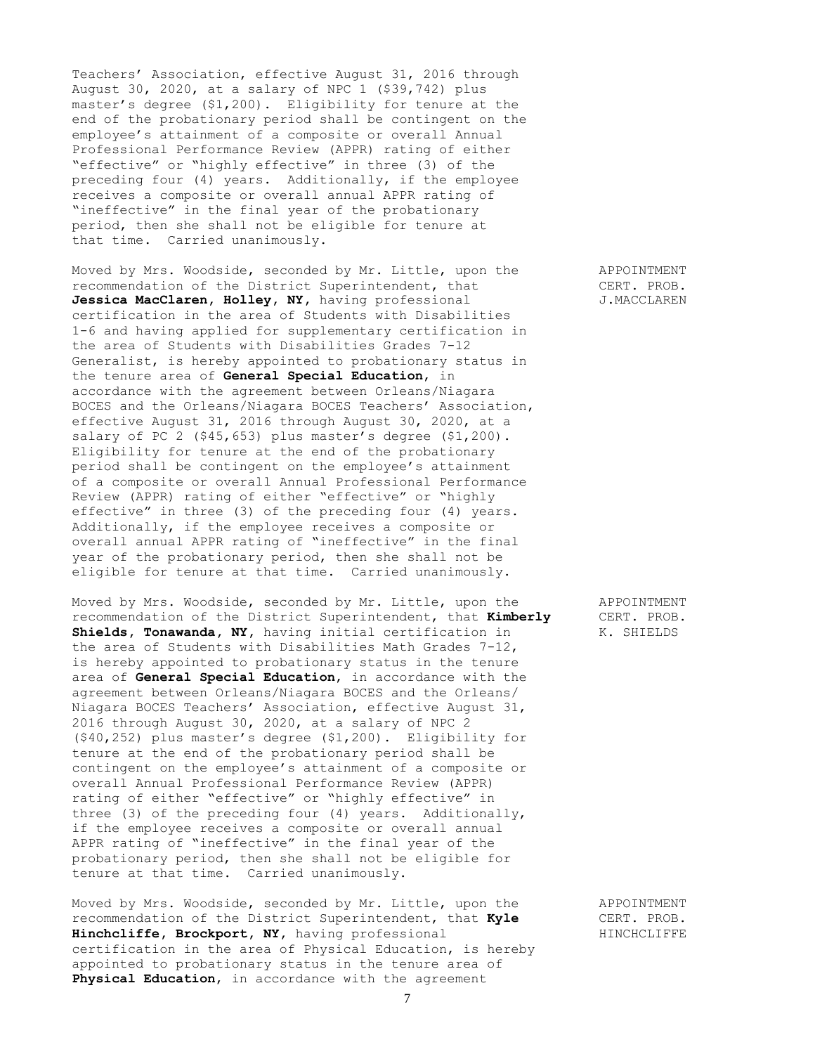Teachers' Association, effective August 31, 2016 through August 30, 2020, at a salary of NPC 1 ($39,742) plus master's degree ($1,200). Eligibility for tenure at the end of the probationary period shall be contingent on the employee's attainment of a composite or overall Annual Professional Performance Review (APPR) rating of either "effective" or "highly effective" in three (3) of the preceding four (4) years. Additionally, if the employee receives a composite or overall annual APPR rating of "ineffective" in the final year of the probationary period, then she shall not be eligible for tenure at that time. Carried unanimously.

APPOINTMENT
CERT. PROB.
J.MACCLAREN

Moved by Mrs. Woodside, seconded by Mr. Little, upon the recommendation of the District Superintendent, that **Jessica MacClaren, Holley, NY,** having professional certification in the area of Students with Disabilities 1-6 and having applied for supplementary certification in the area of Students with Disabilities Grades 7-12 Generalist, is hereby appointed to probationary status in the tenure area of **General Special Education**, in accordance with the agreement between Orleans/Niagara BOCES and the Orleans/Niagara BOCES Teachers' Association, effective August 31, 2016 through August 30, 2020, at a salary of PC 2 ($45,653) plus master's degree ($1,200). Eligibility for tenure at the end of the probationary period shall be contingent on the employee's attainment of a composite or overall Annual Professional Performance Review (APPR) rating of either "effective" or "highly effective" in three (3) of the preceding four (4) years. Additionally, if the employee receives a composite or overall annual APPR rating of "ineffective" in the final year of the probationary period, then she shall not be eligible for tenure at that time. Carried unanimously.

APPOINTMENT
CERT. PROB.
K. SHIELDS

Moved by Mrs. Woodside, seconded by Mr. Little, upon the recommendation of the District Superintendent, that **Kimberly Shields, Tonawanda, NY,** having initial certification in the area of Students with Disabilities Math Grades 7-12, is hereby appointed to probationary status in the tenure area of **General Special Education**, in accordance with the agreement between Orleans/Niagara BOCES and the Orleans/Niagara BOCES Teachers' Association, effective August 31, 2016 through August 30, 2020, at a salary of NPC 2 ($40,252) plus master's degree ($1,200). Eligibility for tenure at the end of the probationary period shall be contingent on the employee's attainment of a composite or overall Annual Professional Performance Review (APPR) rating of either "effective" or "highly effective" in three (3) of the preceding four (4) years. Additionally, if the employee receives a composite or overall annual APPR rating of "ineffective" in the final year of the probationary period, then she shall not be eligible for tenure at that time. Carried unanimously.

APPOINTMENT
CERT. PROB.
HINCHCLIFFE

Moved by Mrs. Woodside, seconded by Mr. Little, upon the recommendation of the District Superintendent, that **Kyle Hinchcliffe, Brockport, NY,** having professional certification in the area of Physical Education, is hereby appointed to probationary status in the tenure area of **Physical Education**, in accordance with the agreement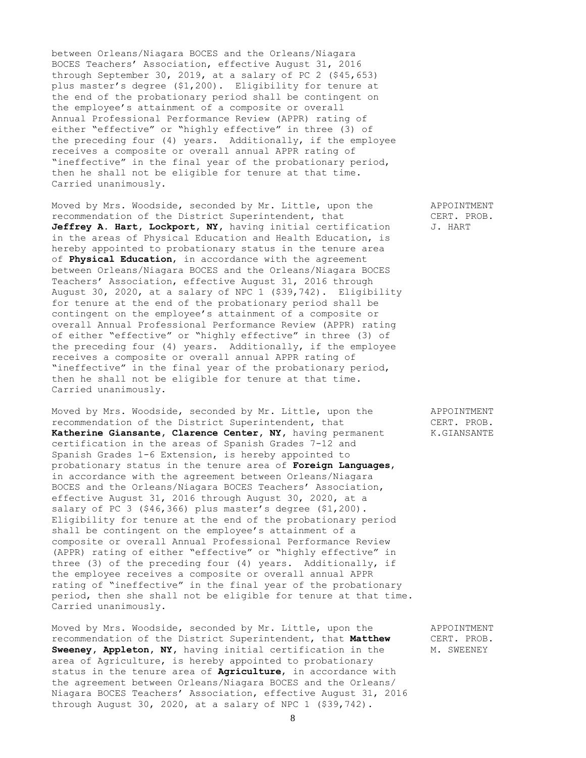between Orleans/Niagara BOCES and the Orleans/Niagara BOCES Teachers' Association, effective August 31, 2016 through September 30, 2019, at a salary of PC 2 ($45,653) plus master's degree ($1,200). Eligibility for tenure at the end of the probationary period shall be contingent on the employee's attainment of a composite or overall Annual Professional Performance Review (APPR) rating of either "effective" or "highly effective" in three (3) of the preceding four (4) years. Additionally, if the employee receives a composite or overall annual APPR rating of "ineffective" in the final year of the probationary period, then he shall not be eligible for tenure at that time. Carried unanimously.

APPOINTMENT
CERT. PROB.
J. HART

Moved by Mrs. Woodside, seconded by Mr. Little, upon the recommendation of the District Superintendent, that **Jeffrey A. Hart, Lockport, NY**, having initial certification in the areas of Physical Education and Health Education, is hereby appointed to probationary status in the tenure area of **Physical Education**, in accordance with the agreement between Orleans/Niagara BOCES and the Orleans/Niagara BOCES Teachers' Association, effective August 31, 2016 through August 30, 2020, at a salary of NPC 1 ($39,742). Eligibility for tenure at the end of the probationary period shall be contingent on the employee's attainment of a composite or overall Annual Professional Performance Review (APPR) rating of either "effective" or "highly effective" in three (3) of the preceding four (4) years. Additionally, if the employee receives a composite or overall annual APPR rating of "ineffective" in the final year of the probationary period, then he shall not be eligible for tenure at that time. Carried unanimously.

APPOINTMENT
CERT. PROB.
K.GIANSANTE

Moved by Mrs. Woodside, seconded by Mr. Little, upon the recommendation of the District Superintendent, that **Katherine Giansante, Clarence Center, NY**, having permanent certification in the areas of Spanish Grades 7-12 and Spanish Grades 1-6 Extension, is hereby appointed to probationary status in the tenure area of **Foreign Languages**, in accordance with the agreement between Orleans/Niagara BOCES and the Orleans/Niagara BOCES Teachers' Association, effective August 31, 2016 through August 30, 2020, at a salary of PC 3 ($46,366) plus master's degree ($1,200). Eligibility for tenure at the end of the probationary period shall be contingent on the employee's attainment of a composite or overall Annual Professional Performance Review (APPR) rating of either "effective" or "highly effective" in three (3) of the preceding four (4) years. Additionally, if the employee receives a composite or overall annual APPR rating of "ineffective" in the final year of the probationary period, then she shall not be eligible for tenure at that time. Carried unanimously.

APPOINTMENT
CERT. PROB.
M. SWEENEY

Moved by Mrs. Woodside, seconded by Mr. Little, upon the recommendation of the District Superintendent, that **Matthew Sweeney, Appleton, NY**, having initial certification in the area of Agriculture, is hereby appointed to probationary status in the tenure area of **Agriculture**, in accordance with the agreement between Orleans/Niagara BOCES and the Orleans/ Niagara BOCES Teachers' Association, effective August 31, 2016 through August 30, 2020, at a salary of NPC 1 ($39,742).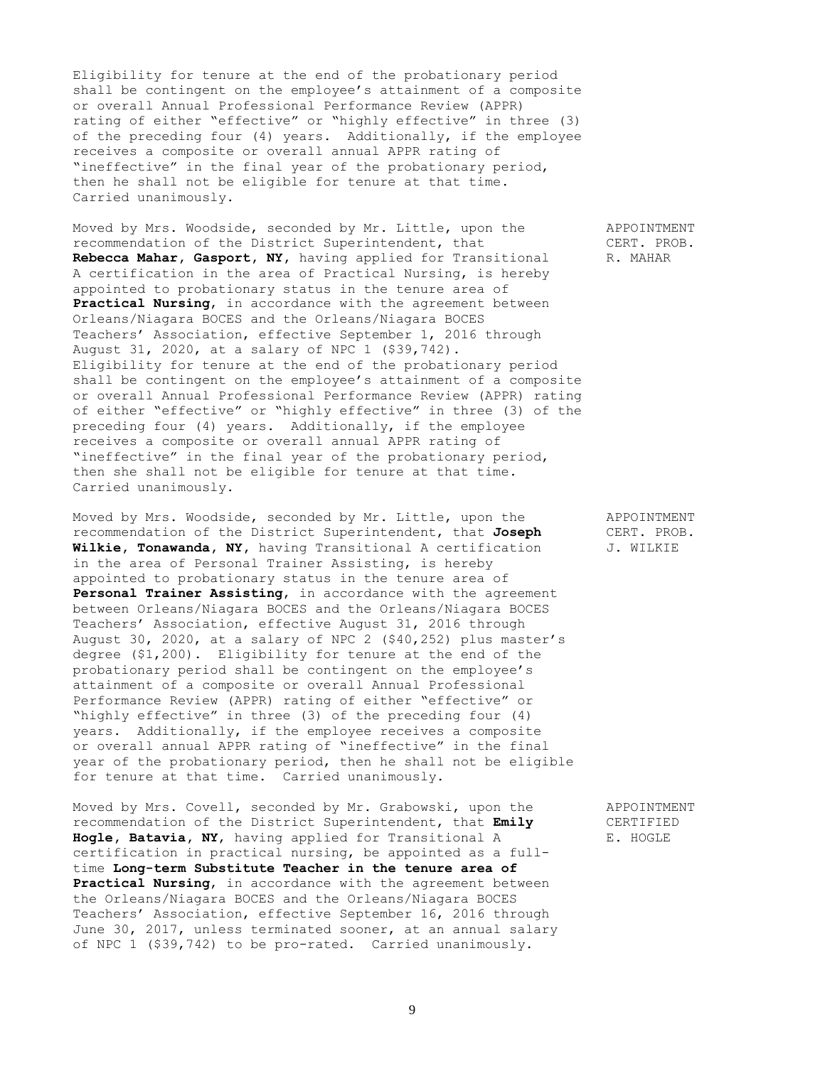Eligibility for tenure at the end of the probationary period shall be contingent on the employee's attainment of a composite or overall Annual Professional Performance Review (APPR) rating of either "effective" or "highly effective" in three (3) of the preceding four (4) years. Additionally, if the employee receives a composite or overall annual APPR rating of "ineffective" in the final year of the probationary period, then he shall not be eligible for tenure at that time. Carried unanimously.

APPOINTMENT
CERT. PROB.
R. MAHAR

Moved by Mrs. Woodside, seconded by Mr. Little, upon the recommendation of the District Superintendent, that **Rebecca Mahar, Gasport, NY,** having applied for Transitional A certification in the area of Practical Nursing, is hereby appointed to probationary status in the tenure area of **Practical Nursing**, in accordance with the agreement between Orleans/Niagara BOCES and the Orleans/Niagara BOCES Teachers' Association, effective September 1, 2016 through August 31, 2020, at a salary of NPC 1 ($39,742). Eligibility for tenure at the end of the probationary period shall be contingent on the employee's attainment of a composite or overall Annual Professional Performance Review (APPR) rating of either "effective" or "highly effective" in three (3) of the preceding four (4) years. Additionally, if the employee receives a composite or overall annual APPR rating of "ineffective" in the final year of the probationary period, then she shall not be eligible for tenure at that time. Carried unanimously.

APPOINTMENT
CERT. PROB.
J. WILKIE

Moved by Mrs. Woodside, seconded by Mr. Little, upon the recommendation of the District Superintendent, that **Joseph Wilkie, Tonawanda, NY,** having Transitional A certification in the area of Personal Trainer Assisting, is hereby appointed to probationary status in the tenure area of **Personal Trainer Assisting**, in accordance with the agreement between Orleans/Niagara BOCES and the Orleans/Niagara BOCES Teachers' Association, effective August 31, 2016 through August 30, 2020, at a salary of NPC 2 ($40,252) plus master's degree ($1,200). Eligibility for tenure at the end of the probationary period shall be contingent on the employee's attainment of a composite or overall Annual Professional Performance Review (APPR) rating of either "effective" or "highly effective" in three (3) of the preceding four (4) years. Additionally, if the employee receives a composite or overall annual APPR rating of "ineffective" in the final year of the probationary period, then he shall not be eligible for tenure at that time. Carried unanimously.

APPOINTMENT
CERTIFIED
E. HOGLE

Moved by Mrs. Covell, seconded by Mr. Grabowski, upon the recommendation of the District Superintendent, that **Emily Hogle, Batavia, NY,** having applied for Transitional A certification in practical nursing, be appointed as a full-time **Long-term Substitute Teacher in the tenure area of Practical Nursing**, in accordance with the agreement between the Orleans/Niagara BOCES and the Orleans/Niagara BOCES Teachers' Association, effective September 16, 2016 through June 30, 2017, unless terminated sooner, at an annual salary of NPC 1 ($39,742) to be pro-rated. Carried unanimously.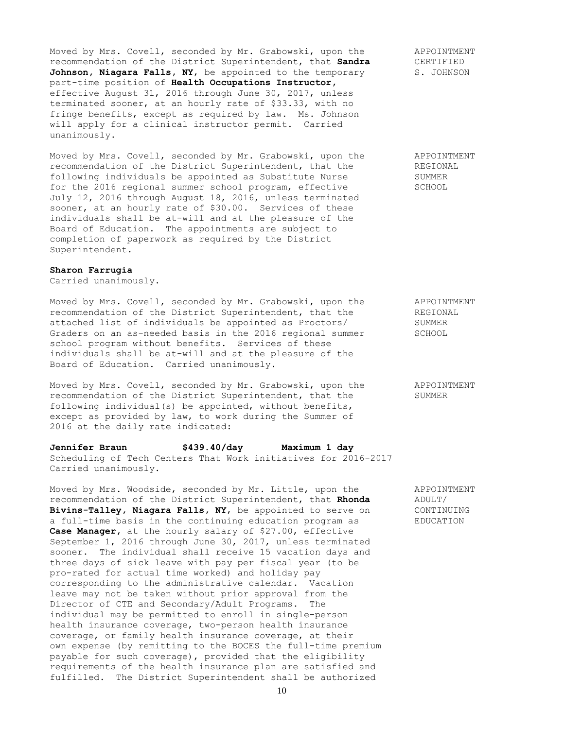Moved by Mrs. Covell, seconded by Mr. Grabowski, upon the recommendation of the District Superintendent, that **Sandra Johnson, Niagara Falls, NY**, be appointed to the temporary part-time position of **Health Occupations Instructor**, effective August 31, 2016 through June 30, 2017, unless terminated sooner, at an hourly rate of $33.33, with no fringe benefits, except as required by law. Ms. Johnson will apply for a clinical instructor permit. Carried unanimously.

APPOINTMENT CERTIFIED S. JOHNSON

Moved by Mrs. Covell, seconded by Mr. Grabowski, upon the recommendation of the District Superintendent, that the following individuals be appointed as Substitute Nurse for the 2016 regional summer school program, effective July 12, 2016 through August 18, 2016, unless terminated sooner, at an hourly rate of $30.00. Services of these individuals shall be at-will and at the pleasure of the Board of Education. The appointments are subject to completion of paperwork as required by the District Superintendent.

APPOINTMENT REGIONAL SUMMER SCHOOL

**Sharon Farrugia**

Carried unanimously.

Moved by Mrs. Covell, seconded by Mr. Grabowski, upon the recommendation of the District Superintendent, that the attached list of individuals be appointed as Proctors/ Graders on an as-needed basis in the 2016 regional summer school program without benefits. Services of these individuals shall be at-will and at the pleasure of the Board of Education. Carried unanimously.

APPOINTMENT REGIONAL SUMMER SCHOOL

Moved by Mrs. Covell, seconded by Mr. Grabowski, upon the recommendation of the District Superintendent, that the following individual(s) be appointed, without benefits, except as provided by law, to work during the Summer of 2016 at the daily rate indicated:

APPOINTMENT SUMMER

**Jennifer Braun $439.40/day Maximum 1 day**

Scheduling of Tech Centers That Work initiatives for 2016-2017

Carried unanimously.

Moved by Mrs. Woodside, seconded by Mr. Little, upon the recommendation of the District Superintendent, that **Rhonda Bivins-Talley, Niagara Falls, NY**, be appointed to serve on a full-time basis in the continuing education program as **Case Manager**, at the hourly salary of $27.00, effective September 1, 2016 through June 30, 2017, unless terminated sooner. The individual shall receive 15 vacation days and three days of sick leave with pay per fiscal year (to be pro-rated for actual time worked) and holiday pay corresponding to the administrative calendar. Vacation leave may not be taken without prior approval from the Director of CTE and Secondary/Adult Programs. The individual may be permitted to enroll in single-person health insurance coverage, two-person health insurance coverage, or family health insurance coverage, at their own expense (by remitting to the BOCES the full-time premium payable for such coverage), provided that the eligibility requirements of the health insurance plan are satisfied and fulfilled. The District Superintendent shall be authorized

APPOINTMENT ADULT/ CONTINUING EDUCATION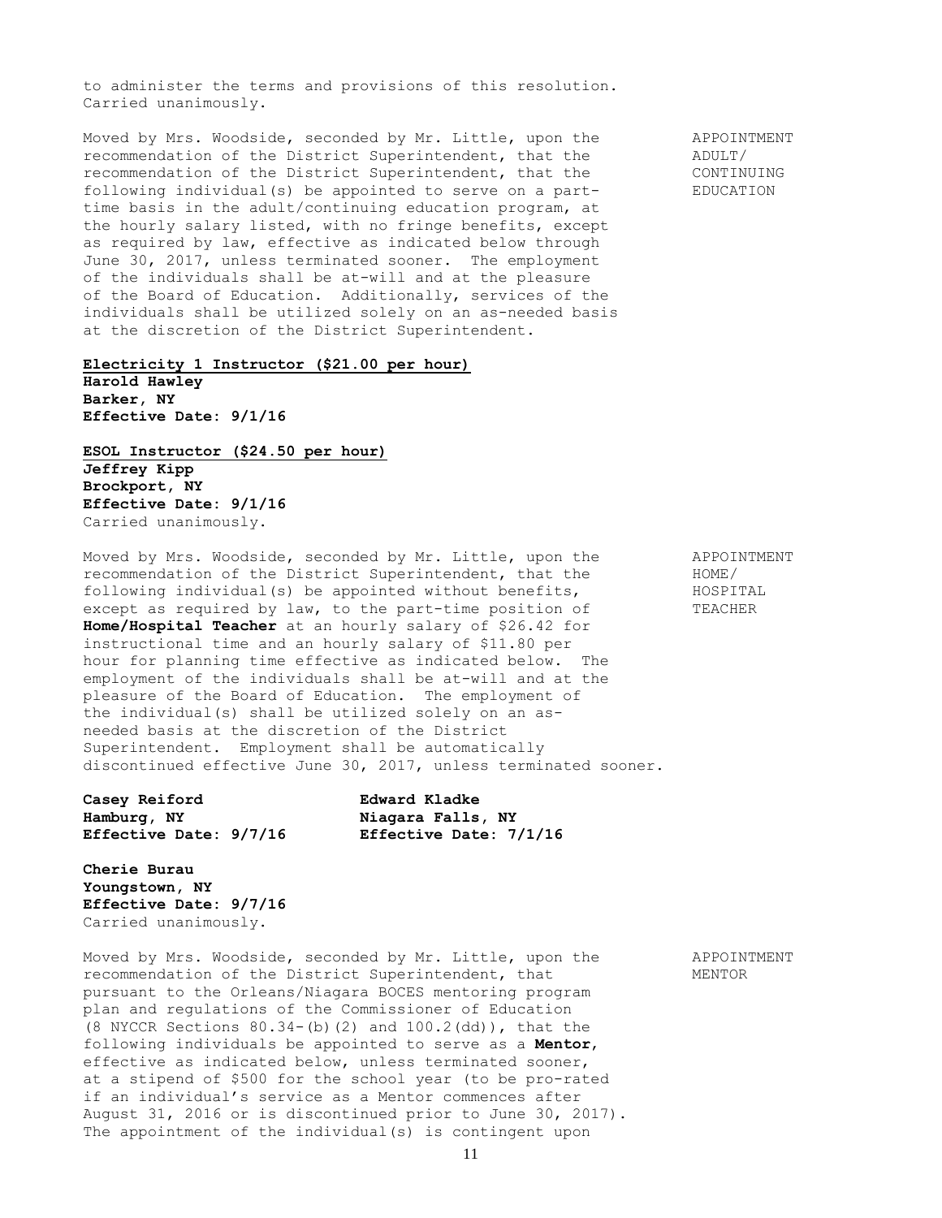to administer the terms and provisions of this resolution. Carried unanimously.

**APPOINTMENT ADULT/ CONTINUING EDUCATION**

Moved by Mrs. Woodside, seconded by Mr. Little, upon the recommendation of the District Superintendent, that the recommendation of the District Superintendent, that the following individual(s) be appointed to serve on a part-time basis in the adult/continuing education program, at the hourly salary listed, with no fringe benefits, except as required by law, effective as indicated below through June 30, 2017, unless terminated sooner. The employment of the individuals shall be at-will and at the pleasure of the Board of Education. Additionally, services of the individuals shall be utilized solely on an as-needed basis at the discretion of the District Superintendent.

**Electricity 1 Instructor ($21.00 per hour)**
**Harold Hawley**
**Barker, NY**
**Effective Date: 9/1/16**

**ESOL Instructor ($24.50 per hour)**
**Jeffrey Kipp**
**Brockport, NY**
**Effective Date: 9/1/16**
Carried unanimously.

**APPOINTMENT HOME/ HOSPITAL TEACHER**

Moved by Mrs. Woodside, seconded by Mr. Little, upon the recommendation of the District Superintendent, that the following individual(s) be appointed without benefits, except as required by law, to the part-time position of **Home/Hospital Teacher** at an hourly salary of $26.42 for instructional time and an hourly salary of $11.80 per hour for planning time effective as indicated below. The employment of the individuals shall be at-will and at the pleasure of the Board of Education. The employment of the individual(s) shall be utilized solely on an as-needed basis at the discretion of the District Superintendent. Employment shall be automatically discontinued effective June 30, 2017, unless terminated sooner.

**Casey Reiford**
**Hamburg, NY**
**Effective Date: 9/7/16**

**Edward Kladke**
**Niagara Falls, NY**
**Effective Date: 7/1/16**

**Cherie Burau**
**Youngstown, NY**
**Effective Date: 9/7/16**
Carried unanimously.

**APPOINTMENT MENTOR**

Moved by Mrs. Woodside, seconded by Mr. Little, upon the recommendation of the District Superintendent, that pursuant to the Orleans/Niagara BOCES mentoring program plan and regulations of the Commissioner of Education (8 NYCCR Sections 80.34-(b)(2) and 100.2(dd)), that the following individuals be appointed to serve as a **Mentor**, effective as indicated below, unless terminated sooner, at a stipend of $500 for the school year (to be pro-rated if an individual's service as a Mentor commences after August 31, 2016 or is discontinued prior to June 30, 2017). The appointment of the individual(s) is contingent upon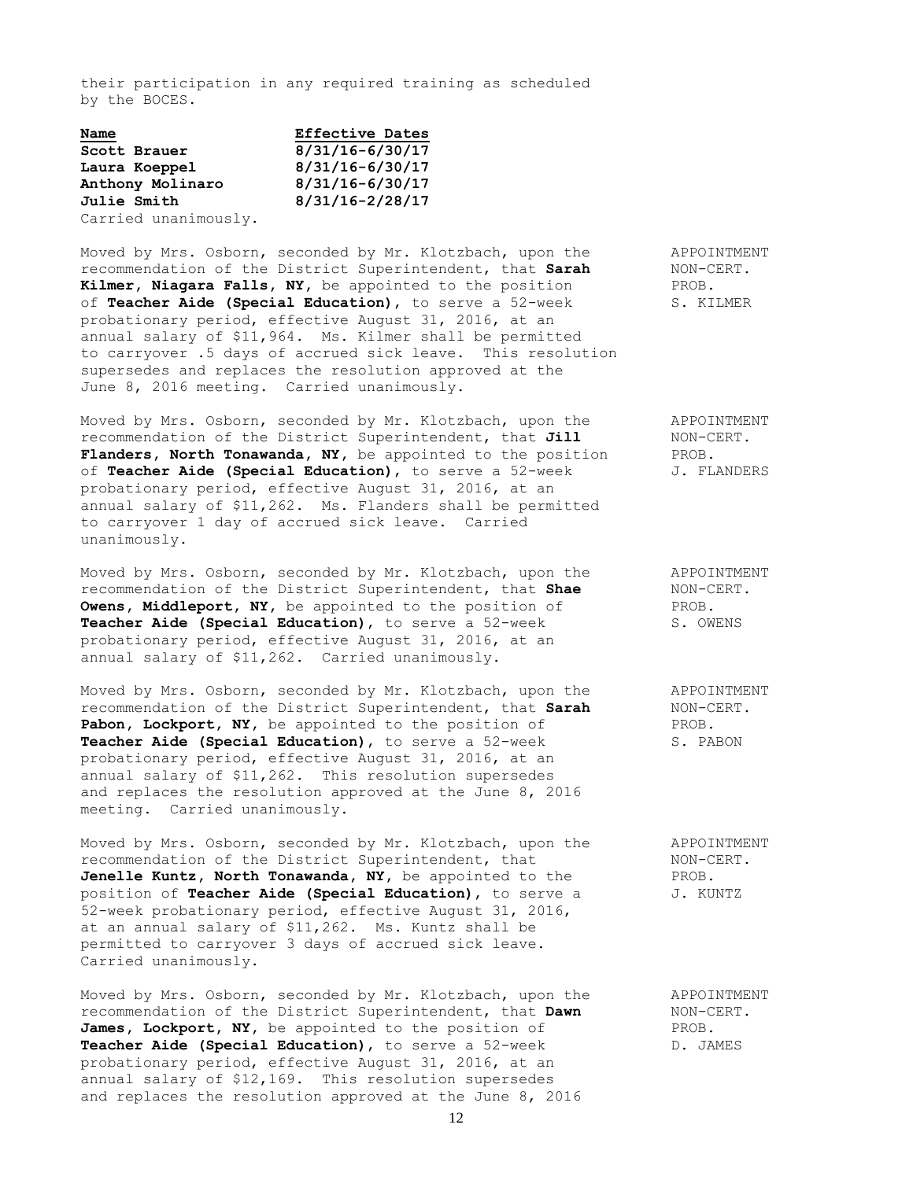their participation in any required training as scheduled by the BOCES.

| **Name** | **Effective Dates** |
|---|---|
| **Scott Brauer** | **8/31/16-6/30/17** |
| **Laura Koeppel** | **8/31/16-6/30/17** |
| **Anthony Molinaro** | **8/31/16-6/30/17** |
| **Julie Smith** | **8/31/16-2/28/17** |

Carried unanimously.

APPOINTMENT NON-CERT. PROB. S. KILMER

Moved by Mrs. Osborn, seconded by Mr. Klotzbach, upon the recommendation of the District Superintendent, that **Sarah Kilmer, Niagara Falls, NY,** be appointed to the position of **Teacher Aide (Special Education),** to serve a 52-week probationary period, effective August 31, 2016, at an annual salary of $11,964. Ms. Kilmer shall be permitted to carryover .5 days of accrued sick leave. This resolution supersedes and replaces the resolution approved at the June 8, 2016 meeting. Carried unanimously.

APPOINTMENT NON-CERT. PROB. J. FLANDERS

Moved by Mrs. Osborn, seconded by Mr. Klotzbach, upon the recommendation of the District Superintendent, that **Jill Flanders, North Tonawanda, NY,** be appointed to the position of **Teacher Aide (Special Education),** to serve a 52-week probationary period, effective August 31, 2016, at an annual salary of $11,262. Ms. Flanders shall be permitted to carryover 1 day of accrued sick leave. Carried unanimously.

APPOINTMENT NON-CERT. PROB. S. OWENS

Moved by Mrs. Osborn, seconded by Mr. Klotzbach, upon the recommendation of the District Superintendent, that **Shae Owens, Middleport, NY,** be appointed to the position of **Teacher Aide (Special Education),** to serve a 52-week probationary period, effective August 31, 2016, at an annual salary of $11,262. Carried unanimously.

APPOINTMENT NON-CERT. PROB. S. PABON

Moved by Mrs. Osborn, seconded by Mr. Klotzbach, upon the recommendation of the District Superintendent, that **Sarah Pabon, Lockport, NY,** be appointed to the position of **Teacher Aide (Special Education),** to serve a 52-week probationary period, effective August 31, 2016, at an annual salary of $11,262. This resolution supersedes and replaces the resolution approved at the June 8, 2016 meeting. Carried unanimously.

APPOINTMENT NON-CERT. PROB. J. KUNTZ

Moved by Mrs. Osborn, seconded by Mr. Klotzbach, upon the recommendation of the District Superintendent, that **Jenelle Kuntz, North Tonawanda, NY,** be appointed to the position of **Teacher Aide (Special Education),** to serve a 52-week probationary period, effective August 31, 2016, at an annual salary of $11,262. Ms. Kuntz shall be permitted to carryover 3 days of accrued sick leave. Carried unanimously.

APPOINTMENT NON-CERT. PROB. D. JAMES

Moved by Mrs. Osborn, seconded by Mr. Klotzbach, upon the recommendation of the District Superintendent, that **Dawn James, Lockport, NY,** be appointed to the position of **Teacher Aide (Special Education),** to serve a 52-week probationary period, effective August 31, 2016, at an annual salary of $12,169. This resolution supersedes and replaces the resolution approved at the June 8, 2016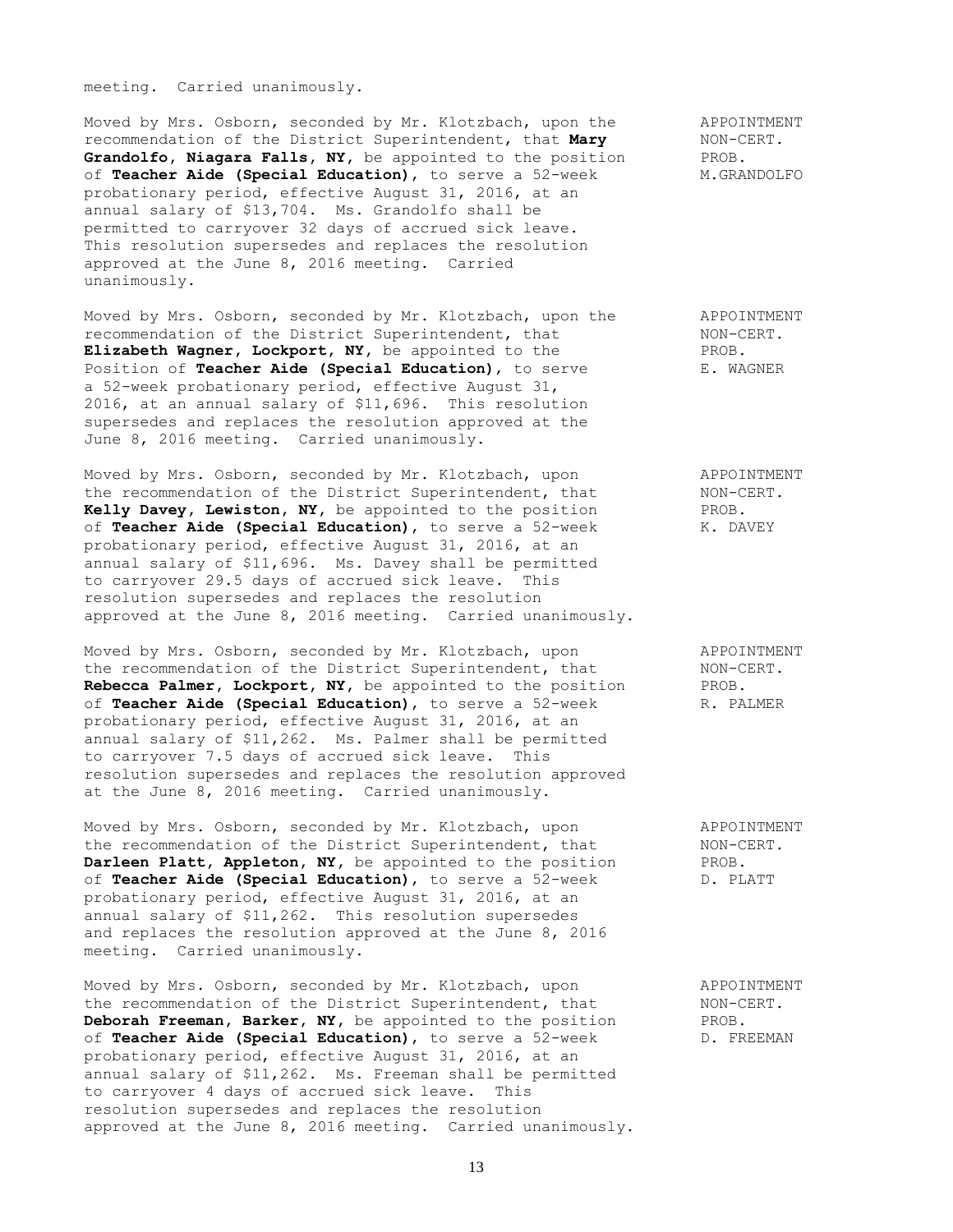meeting. Carried unanimously.

Moved by Mrs. Osborn, seconded by Mr. Klotzbach, upon the recommendation of the District Superintendent, that **Mary Grandolfo, Niagara Falls, NY**, be appointed to the position of **Teacher Aide (Special Education)**, to serve a 52-week probationary period, effective August 31, 2016, at an annual salary of $13,704. Ms. Grandolfo shall be permitted to carryover 32 days of accrued sick leave. This resolution supersedes and replaces the resolution approved at the June 8, 2016 meeting. Carried unanimously.

APPOINTMENT NON-CERT. PROB. M.GRANDOLFO

Moved by Mrs. Osborn, seconded by Mr. Klotzbach, upon the recommendation of the District Superintendent, that **Elizabeth Wagner, Lockport, NY**, be appointed to the Position of **Teacher Aide (Special Education)**, to serve a 52-week probationary period, effective August 31, 2016, at an annual salary of $11,696. This resolution supersedes and replaces the resolution approved at the June 8, 2016 meeting. Carried unanimously.

APPOINTMENT NON-CERT. PROB. E. WAGNER

Moved by Mrs. Osborn, seconded by Mr. Klotzbach, upon the recommendation of the District Superintendent, that **Kelly Davey, Lewiston, NY**, be appointed to the position of **Teacher Aide (Special Education)**, to serve a 52-week probationary period, effective August 31, 2016, at an annual salary of $11,696. Ms. Davey shall be permitted to carryover 29.5 days of accrued sick leave. This resolution supersedes and replaces the resolution approved at the June 8, 2016 meeting. Carried unanimously.

APPOINTMENT NON-CERT. PROB. K. DAVEY

Moved by Mrs. Osborn, seconded by Mr. Klotzbach, upon the recommendation of the District Superintendent, that **Rebecca Palmer, Lockport, NY**, be appointed to the position of **Teacher Aide (Special Education)**, to serve a 52-week probationary period, effective August 31, 2016, at an annual salary of $11,262. Ms. Palmer shall be permitted to carryover 7.5 days of accrued sick leave. This resolution supersedes and replaces the resolution approved at the June 8, 2016 meeting. Carried unanimously.

APPOINTMENT NON-CERT. PROB. R. PALMER

Moved by Mrs. Osborn, seconded by Mr. Klotzbach, upon the recommendation of the District Superintendent, that **Darleen Platt, Appleton, NY**, be appointed to the position of **Teacher Aide (Special Education)**, to serve a 52-week probationary period, effective August 31, 2016, at an annual salary of $11,262. This resolution supersedes and replaces the resolution approved at the June 8, 2016 meeting. Carried unanimously.

APPOINTMENT NON-CERT. PROB. D. PLATT

Moved by Mrs. Osborn, seconded by Mr. Klotzbach, upon the recommendation of the District Superintendent, that **Deborah Freeman, Barker, NY**, be appointed to the position of **Teacher Aide (Special Education)**, to serve a 52-week probationary period, effective August 31, 2016, at an annual salary of $11,262. Ms. Freeman shall be permitted to carryover 4 days of accrued sick leave. This resolution supersedes and replaces the resolution approved at the June 8, 2016 meeting. Carried unanimously.

APPOINTMENT NON-CERT. PROB. D. FREEMAN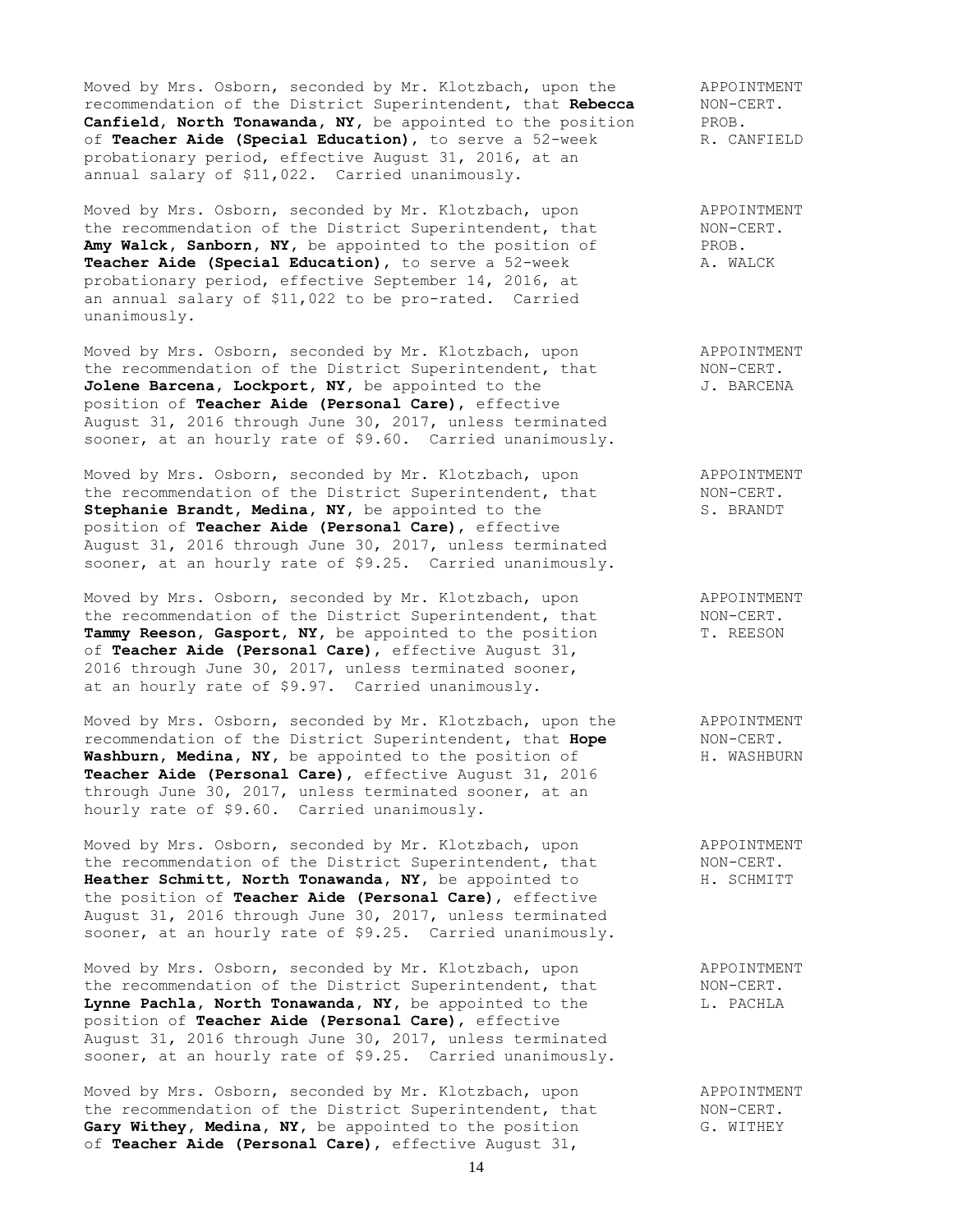Moved by Mrs. Osborn, seconded by Mr. Klotzbach, upon the recommendation of the District Superintendent, that **Rebecca Canfield, North Tonawanda, NY**, be appointed to the position of **Teacher Aide (Special Education)**, to serve a 52-week probationary period, effective August 31, 2016, at an annual salary of $11,022. Carried unanimously.

APPOINTMENT NON-CERT. PROB. R. CANFIELD

Moved by Mrs. Osborn, seconded by Mr. Klotzbach, upon the recommendation of the District Superintendent, that **Amy Walck, Sanborn, NY**, be appointed to the position of **Teacher Aide (Special Education)**, to serve a 52-week probationary period, effective September 14, 2016, at an annual salary of $11,022 to be pro-rated. Carried unanimously.

APPOINTMENT NON-CERT. PROB. A. WALCK

Moved by Mrs. Osborn, seconded by Mr. Klotzbach, upon the recommendation of the District Superintendent, that **Jolene Barcena, Lockport, NY**, be appointed to the position of **Teacher Aide (Personal Care)**, effective August 31, 2016 through June 30, 2017, unless terminated sooner, at an hourly rate of $9.60. Carried unanimously.

APPOINTMENT NON-CERT. J. BARCENA

Moved by Mrs. Osborn, seconded by Mr. Klotzbach, upon the recommendation of the District Superintendent, that **Stephanie Brandt, Medina, NY**, be appointed to the position of **Teacher Aide (Personal Care)**, effective August 31, 2016 through June 30, 2017, unless terminated sooner, at an hourly rate of $9.25. Carried unanimously.

APPOINTMENT NON-CERT. S. BRANDT

Moved by Mrs. Osborn, seconded by Mr. Klotzbach, upon the recommendation of the District Superintendent, that **Tammy Reeson, Gasport, NY**, be appointed to the position of **Teacher Aide (Personal Care)**, effective August 31, 2016 through June 30, 2017, unless terminated sooner, at an hourly rate of $9.97. Carried unanimously.

APPOINTMENT NON-CERT. T. REESON

Moved by Mrs. Osborn, seconded by Mr. Klotzbach, upon the recommendation of the District Superintendent, that **Hope Washburn, Medina, NY**, be appointed to the position of **Teacher Aide (Personal Care)**, effective August 31, 2016 through June 30, 2017, unless terminated sooner, at an hourly rate of $9.60. Carried unanimously.

APPOINTMENT NON-CERT. H. WASHBURN

Moved by Mrs. Osborn, seconded by Mr. Klotzbach, upon the recommendation of the District Superintendent, that **Heather Schmitt, North Tonawanda, NY**, be appointed to the position of **Teacher Aide (Personal Care)**, effective August 31, 2016 through June 30, 2017, unless terminated sooner, at an hourly rate of $9.25. Carried unanimously.

APPOINTMENT NON-CERT. H. SCHMITT

Moved by Mrs. Osborn, seconded by Mr. Klotzbach, upon the recommendation of the District Superintendent, that **Lynne Pachla, North Tonawanda, NY**, be appointed to the position of **Teacher Aide (Personal Care)**, effective August 31, 2016 through June 30, 2017, unless terminated sooner, at an hourly rate of $9.25. Carried unanimously.

APPOINTMENT NON-CERT. L. PACHLA

Moved by Mrs. Osborn, seconded by Mr. Klotzbach, upon the recommendation of the District Superintendent, that **Gary Withey, Medina, NY**, be appointed to the position of **Teacher Aide (Personal Care)**, effective August 31,

APPOINTMENT NON-CERT. G. WITHEY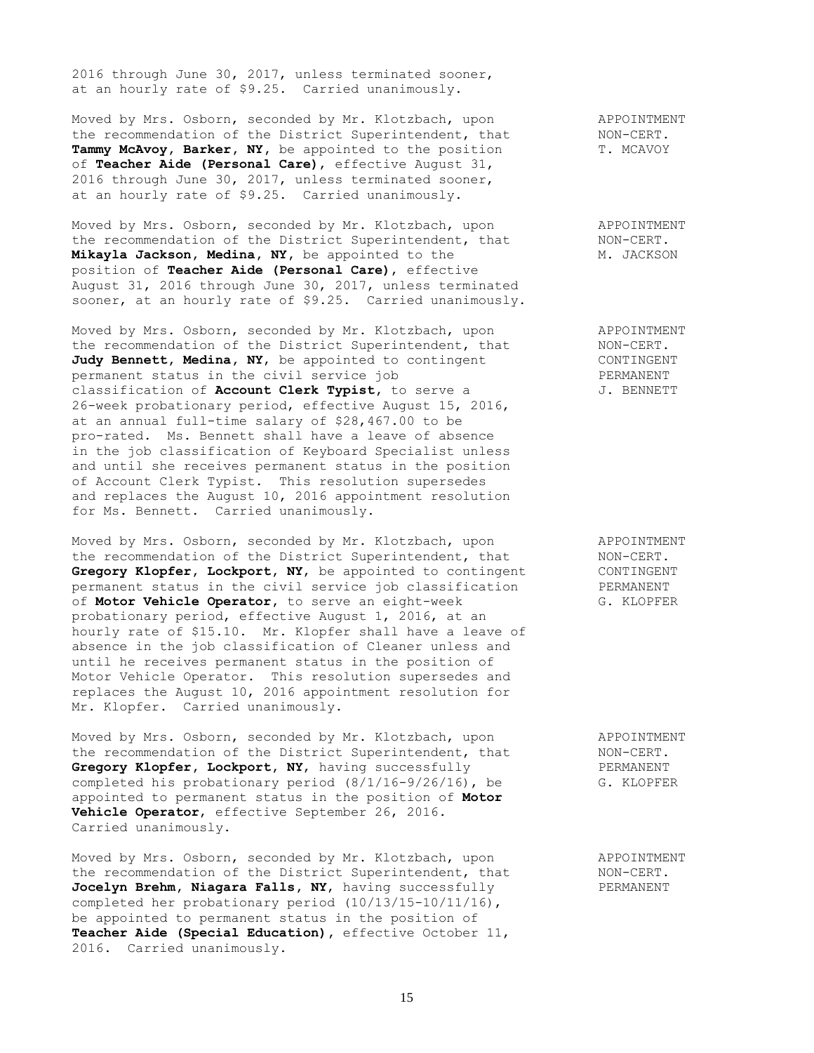2016 through June 30, 2017, unless terminated sooner, at an hourly rate of $9.25. Carried unanimously.

Moved by Mrs. Osborn, seconded by Mr. Klotzbach, upon the recommendation of the District Superintendent, that **Tammy McAvoy, Barker, NY**, be appointed to the position of **Teacher Aide (Personal Care)**, effective August 31, 2016 through June 30, 2017, unless terminated sooner, at an hourly rate of $9.25. Carried unanimously.

APPOINTMENT
NON-CERT.
T. MCAVOY

Moved by Mrs. Osborn, seconded by Mr. Klotzbach, upon the recommendation of the District Superintendent, that **Mikayla Jackson, Medina, NY**, be appointed to the position of **Teacher Aide (Personal Care)**, effective August 31, 2016 through June 30, 2017, unless terminated sooner, at an hourly rate of $9.25. Carried unanimously.

APPOINTMENT
NON-CERT.
M. JACKSON

Moved by Mrs. Osborn, seconded by Mr. Klotzbach, upon the recommendation of the District Superintendent, that **Judy Bennett, Medina, NY**, be appointed to contingent permanent status in the civil service job classification of **Account Clerk Typist**, to serve a 26-week probationary period, effective August 15, 2016, at an annual full-time salary of $28,467.00 to be pro-rated. Ms. Bennett shall have a leave of absence in the job classification of Keyboard Specialist unless and until she receives permanent status in the position of Account Clerk Typist. This resolution supersedes and replaces the August 10, 2016 appointment resolution for Ms. Bennett. Carried unanimously.

APPOINTMENT
NON-CERT.
CONTINGENT
PERMANENT
J. BENNETT

Moved by Mrs. Osborn, seconded by Mr. Klotzbach, upon the recommendation of the District Superintendent, that **Gregory Klopfer, Lockport, NY**, be appointed to contingent permanent status in the civil service job classification of **Motor Vehicle Operator**, to serve an eight-week probationary period, effective August 1, 2016, at an hourly rate of $15.10. Mr. Klopfer shall have a leave of absence in the job classification of Cleaner unless and until he receives permanent status in the position of Motor Vehicle Operator. This resolution supersedes and replaces the August 10, 2016 appointment resolution for Mr. Klopfer. Carried unanimously.

APPOINTMENT
NON-CERT.
CONTINGENT
PERMANENT
G. KLOPFER

Moved by Mrs. Osborn, seconded by Mr. Klotzbach, upon the recommendation of the District Superintendent, that **Gregory Klopfer, Lockport, NY**, having successfully completed his probationary period (8/1/16-9/26/16), be appointed to permanent status in the position of **Motor Vehicle Operator**, effective September 26, 2016. Carried unanimously.

APPOINTMENT
NON-CERT.
PERMANENT
G. KLOPFER

Moved by Mrs. Osborn, seconded by Mr. Klotzbach, upon the recommendation of the District Superintendent, that **Jocelyn Brehm, Niagara Falls, NY**, having successfully completed her probationary period (10/13/15-10/11/16), be appointed to permanent status in the position of **Teacher Aide (Special Education)**, effective October 11, 2016. Carried unanimously.

APPOINTMENT
NON-CERT.
PERMANENT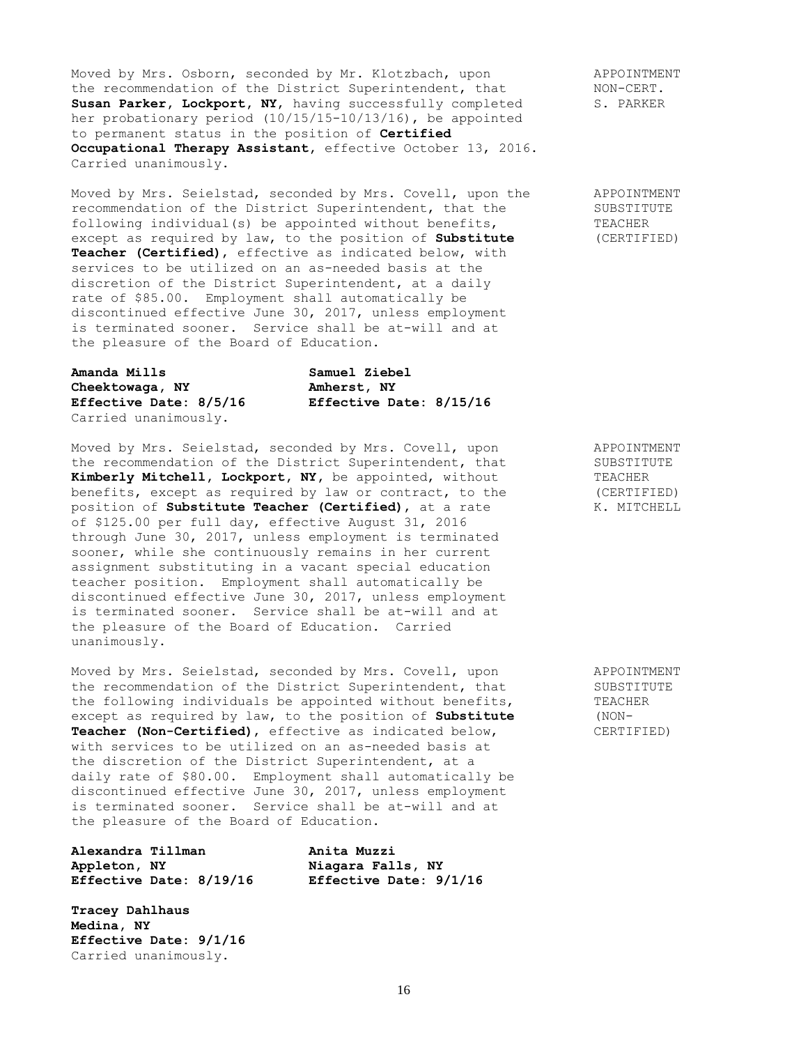Moved by Mrs. Osborn, seconded by Mr. Klotzbach, upon the recommendation of the District Superintendent, that **Susan Parker, Lockport, NY,** having successfully completed her probationary period (10/15/15-10/13/16), be appointed to permanent status in the position of **Certified Occupational Therapy Assistant**, effective October 13, 2016. Carried unanimously.

APPOINTMENT NON-CERT. S. PARKER

Moved by Mrs. Seielstad, seconded by Mrs. Covell, upon the recommendation of the District Superintendent, that the following individual(s) be appointed without benefits, except as required by law, to the position of **Substitute Teacher (Certified)**, effective as indicated below, with services to be utilized on an as-needed basis at the discretion of the District Superintendent, at a daily rate of $85.00. Employment shall automatically be discontinued effective June 30, 2017, unless employment is terminated sooner. Service shall be at-will and at the pleasure of the Board of Education.

APPOINTMENT SUBSTITUTE TEACHER (CERTIFIED)

**Amanda Mills**
**Cheektowaga, NY**
**Effective Date: 8/5/16**

**Samuel Ziebel**
**Amherst, NY**
**Effective Date: 8/15/16**

Carried unanimously.

Moved by Mrs. Seielstad, seconded by Mrs. Covell, upon the recommendation of the District Superintendent, that **Kimberly Mitchell, Lockport, NY,** be appointed, without benefits, except as required by law or contract, to the position of **Substitute Teacher (Certified)**, at a rate of $125.00 per full day, effective August 31, 2016 through June 30, 2017, unless employment is terminated sooner, while she continuously remains in her current assignment substituting in a vacant special education teacher position. Employment shall automatically be discontinued effective June 30, 2017, unless employment is terminated sooner. Service shall be at-will and at the pleasure of the Board of Education. Carried unanimously.

APPOINTMENT SUBSTITUTE TEACHER (CERTIFIED) K. MITCHELL

Moved by Mrs. Seielstad, seconded by Mrs. Covell, upon the recommendation of the District Superintendent, that the following individuals be appointed without benefits, except as required by law, to the position of **Substitute Teacher (Non-Certified)**, effective as indicated below, with services to be utilized on an as-needed basis at the discretion of the District Superintendent, at a daily rate of $80.00. Employment shall automatically be discontinued effective June 30, 2017, unless employment is terminated sooner. Service shall be at-will and at the pleasure of the Board of Education.

APPOINTMENT SUBSTITUTE TEACHER (NON-CERTIFIED)

**Alexandra Tillman**
**Appleton, NY**
**Effective Date: 8/19/16**

**Anita Muzzi**
**Niagara Falls, NY**
**Effective Date: 9/1/16**

**Tracey Dahlhaus**
**Medina, NY**
**Effective Date: 9/1/16**

Carried unanimously.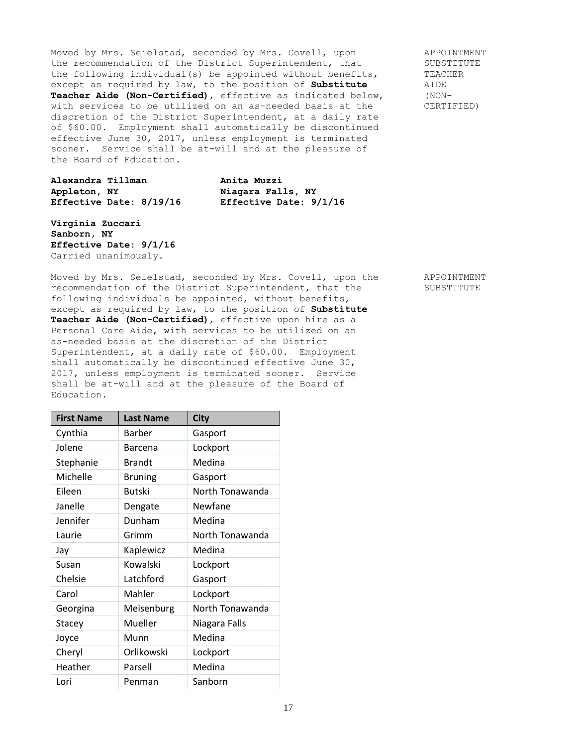APPOINTMENT SUBSTITUTE TEACHER AIDE (NON-CERTIFIED)

Moved by Mrs. Seielstad, seconded by Mrs. Covell, upon the recommendation of the District Superintendent, that the following individual(s) be appointed without benefits, except as required by law, to the position of **Substitute Teacher Aide (Non-Certified)**, effective as indicated below, with services to be utilized on an as-needed basis at the discretion of the District Superintendent, at a daily rate of $60.00. Employment shall automatically be discontinued effective June 30, 2017, unless employment is terminated sooner. Service shall be at-will and at the pleasure of the Board of Education.

**Alexandra Tillman**
**Appleton, NY**
**Effective Date: 8/19/16**

**Anita Muzzi**
**Niagara Falls, NY**
**Effective Date: 9/1/16**

**Virginia Zuccari**
**Sanborn, NY**
**Effective Date: 9/1/16**

Carried unanimously.

APPOINTMENT SUBSTITUTE

Moved by Mrs. Seielstad, seconded by Mrs. Covell, upon the recommendation of the District Superintendent, that the following individuals be appointed, without benefits, except as required by law, to the position of **Substitute Teacher Aide (Non-Certified)**, effective upon hire as a Personal Care Aide, with services to be utilized on an as-needed basis at the discretion of the District Superintendent, at a daily rate of $60.00. Employment shall automatically be discontinued effective June 30, 2017, unless employment is terminated sooner. Service shall be at-will and at the pleasure of the Board of Education.

| First Name | Last Name | City |
|---|---|---|
| Cynthia | Barber | Gasport |
| Jolene | Barcena | Lockport |
| Stephanie | Brandt | Medina |
| Michelle | Bruning | Gasport |
| Eileen | Butski | North Tonawanda |
| Janelle | Dengate | Newfane |
| Jennifer | Dunham | Medina |
| Laurie | Grimm | North Tonawanda |
| Jay | Kaplewicz | Medina |
| Susan | Kowalski | Lockport |
| Chelsie | Latchford | Gasport |
| Carol | Mahler | Lockport |
| Georgina | Meisenburg | North Tonawanda |
| Stacey | Mueller | Niagara Falls |
| Joyce | Munn | Medina |
| Cheryl | Orlikowski | Lockport |
| Heather | Parsell | Medina |
| Lori | Penman | Sanborn |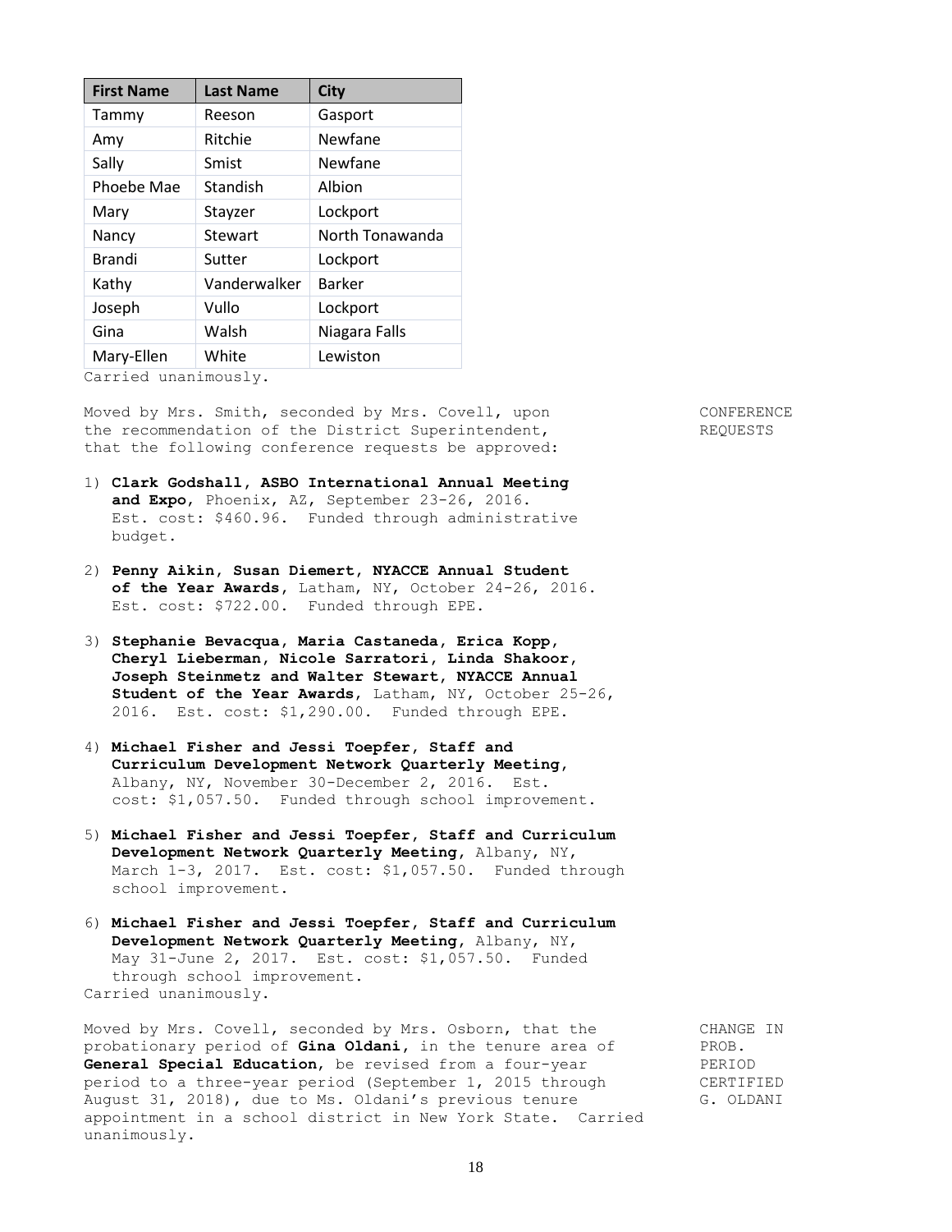| First Name | Last Name | City |
|---|---|---|
| Tammy | Reeson | Gasport |
| Amy | Ritchie | Newfane |
| Sally | Smist | Newfane |
| Phoebe Mae | Standish | Albion |
| Mary | Stayzer | Lockport |
| Nancy | Stewart | North Tonawanda |
| Brandi | Sutter | Lockport |
| Kathy | Vanderwalker | Barker |
| Joseph | Vullo | Lockport |
| Gina | Walsh | Niagara Falls |
| Mary-Ellen | White | Lewiston |

Carried unanimously.

CONFERENCE REQUESTS

Moved by Mrs. Smith, seconded by Mrs. Covell, upon the recommendation of the District Superintendent, that the following conference requests be approved:

1) **Clark Godshall, ASBO International Annual Meeting and Expo**, Phoenix, AZ, September 23-26, 2016. Est. cost: $460.96. Funded through administrative budget.

2) **Penny Aikin, Susan Diemert, NYACCE Annual Student of the Year Awards**, Latham, NY, October 24-26, 2016. Est. cost: $722.00. Funded through EPE.

3) **Stephanie Bevacqua, Maria Castaneda, Erica Kopp, Cheryl Lieberman, Nicole Sarratori, Linda Shakoor, Joseph Steinmetz and Walter Stewart, NYACCE Annual Student of the Year Awards**, Latham, NY, October 25-26, 2016. Est. cost: $1,290.00. Funded through EPE.

4) **Michael Fisher and Jessi Toepfer, Staff and Curriculum Development Network Quarterly Meeting**, Albany, NY, November 30-December 2, 2016. Est. cost: $1,057.50. Funded through school improvement.

5) **Michael Fisher and Jessi Toepfer, Staff and Curriculum Development Network Quarterly Meeting**, Albany, NY, March 1-3, 2017. Est. cost: $1,057.50. Funded through school improvement.

6) **Michael Fisher and Jessi Toepfer, Staff and Curriculum Development Network Quarterly Meeting**, Albany, NY, May 31-June 2, 2017. Est. cost: $1,057.50. Funded through school improvement.

Carried unanimously.

CHANGE IN PROB. PERIOD CERTIFIED G. OLDANI

Moved by Mrs. Covell, seconded by Mrs. Osborn, that the probationary period of **Gina Oldani**, in the tenure area of **General Special Education**, be revised from a four-year period to a three-year period (September 1, 2015 through August 31, 2018), due to Ms. Oldani's previous tenure appointment in a school district in New York State. Carried unanimously.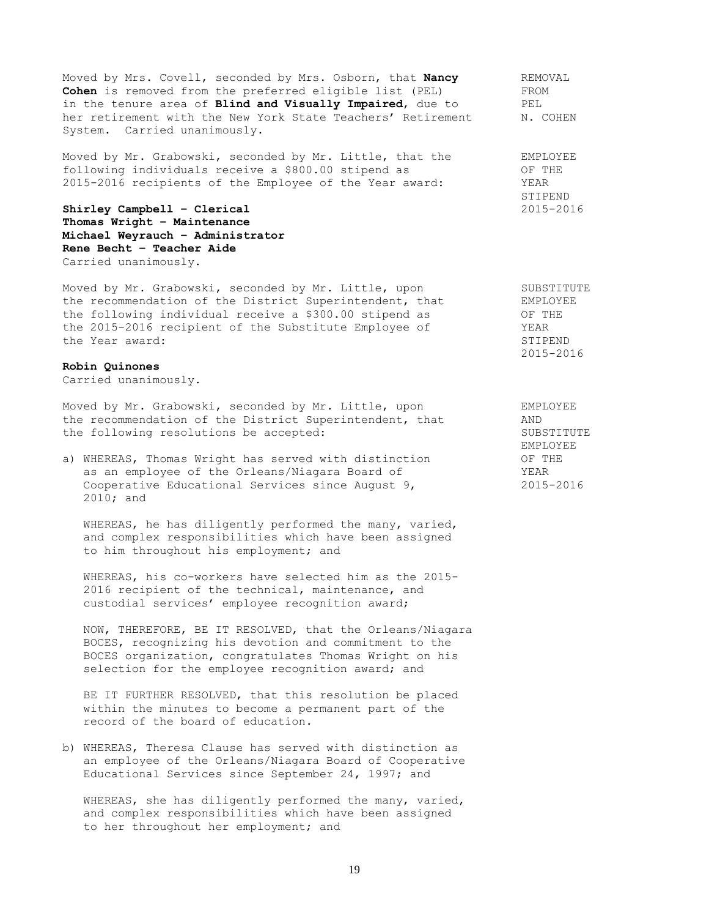Moved by Mrs. Covell, seconded by Mrs. Osborn, that **Nancy Cohen** is removed from the preferred eligible list (PEL) in the tenure area of **Blind and Visually Impaired**, due to her retirement with the New York State Teachers' Retirement System. Carried unanimously.

REMOVAL FROM PEL N. COHEN

Moved by Mr. Grabowski, seconded by Mr. Little, that the following individuals receive a $800.00 stipend as 2015-2016 recipients of the Employee of the Year award:

EMPLOYEE OF THE YEAR STIPEND 2015-2016

**Shirley Campbell – Clerical**
**Thomas Wright – Maintenance**
**Michael Weyrauch – Administrator**
**Rene Becht – Teacher Aide**
Carried unanimously.

Moved by Mr. Grabowski, seconded by Mr. Little, upon the recommendation of the District Superintendent, that the following individual receive a $300.00 stipend as the 2015-2016 recipient of the Substitute Employee of the Year award:

SUBSTITUTE EMPLOYEE OF THE YEAR STIPEND 2015-2016

**Robin Quinones**
Carried unanimously.

Moved by Mr. Grabowski, seconded by Mr. Little, upon the recommendation of the District Superintendent, that the following resolutions be accepted:

EMPLOYEE AND SUBSTITUTE EMPLOYEE OF THE YEAR 2015-2016

a) WHEREAS, Thomas Wright has served with distinction as an employee of the Orleans/Niagara Board of Cooperative Educational Services since August 9, 2010; and

   WHEREAS, he has diligently performed the many, varied, and complex responsibilities which have been assigned to him throughout his employment; and

   WHEREAS, his co-workers have selected him as the 2015-2016 recipient of the technical, maintenance, and custodial services' employee recognition award;

   NOW, THEREFORE, BE IT RESOLVED, that the Orleans/Niagara BOCES, recognizing his devotion and commitment to the BOCES organization, congratulates Thomas Wright on his selection for the employee recognition award; and

   BE IT FURTHER RESOLVED, that this resolution be placed within the minutes to become a permanent part of the record of the board of education.

b) WHEREAS, Theresa Clause has served with distinction as an employee of the Orleans/Niagara Board of Cooperative Educational Services since September 24, 1997; and

   WHEREAS, she has diligently performed the many, varied, and complex responsibilities which have been assigned to her throughout her employment; and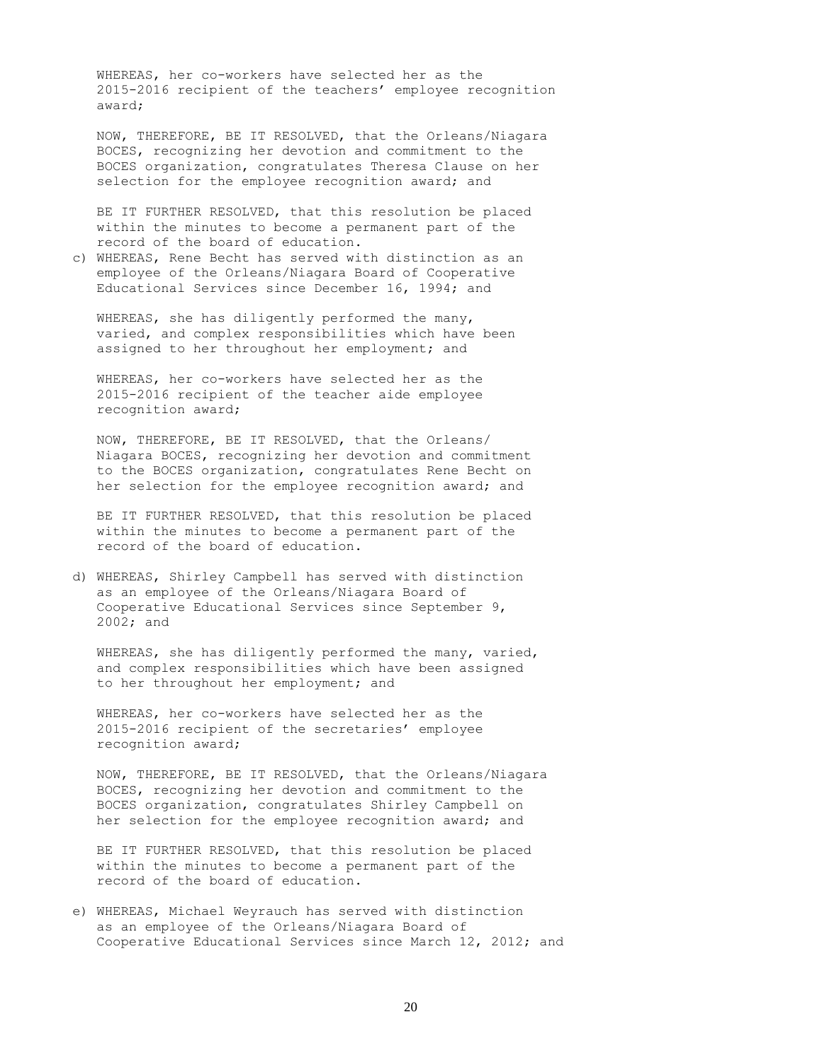WHEREAS, her co-workers have selected her as the 2015-2016 recipient of the teachers' employee recognition award;

NOW, THEREFORE, BE IT RESOLVED, that the Orleans/Niagara BOCES, recognizing her devotion and commitment to the BOCES organization, congratulates Theresa Clause on her selection for the employee recognition award; and

BE IT FURTHER RESOLVED, that this resolution be placed within the minutes to become a permanent part of the record of the board of education.

c) WHEREAS, Rene Becht has served with distinction as an employee of the Orleans/Niagara Board of Cooperative Educational Services since December 16, 1994; and

   WHEREAS, she has diligently performed the many, varied, and complex responsibilities which have been assigned to her throughout her employment; and

   WHEREAS, her co-workers have selected her as the 2015-2016 recipient of the teacher aide employee recognition award;

   NOW, THEREFORE, BE IT RESOLVED, that the Orleans/ Niagara BOCES, recognizing her devotion and commitment to the BOCES organization, congratulates Rene Becht on her selection for the employee recognition award; and

   BE IT FURTHER RESOLVED, that this resolution be placed within the minutes to become a permanent part of the record of the board of education.

d) WHEREAS, Shirley Campbell has served with distinction as an employee of the Orleans/Niagara Board of Cooperative Educational Services since September 9, 2002; and

   WHEREAS, she has diligently performed the many, varied, and complex responsibilities which have been assigned to her throughout her employment; and

   WHEREAS, her co-workers have selected her as the 2015-2016 recipient of the secretaries' employee recognition award;

   NOW, THEREFORE, BE IT RESOLVED, that the Orleans/Niagara BOCES, recognizing her devotion and commitment to the BOCES organization, congratulates Shirley Campbell on her selection for the employee recognition award; and

   BE IT FURTHER RESOLVED, that this resolution be placed within the minutes to become a permanent part of the record of the board of education.

e) WHEREAS, Michael Weyrauch has served with distinction as an employee of the Orleans/Niagara Board of Cooperative Educational Services since March 12, 2012; and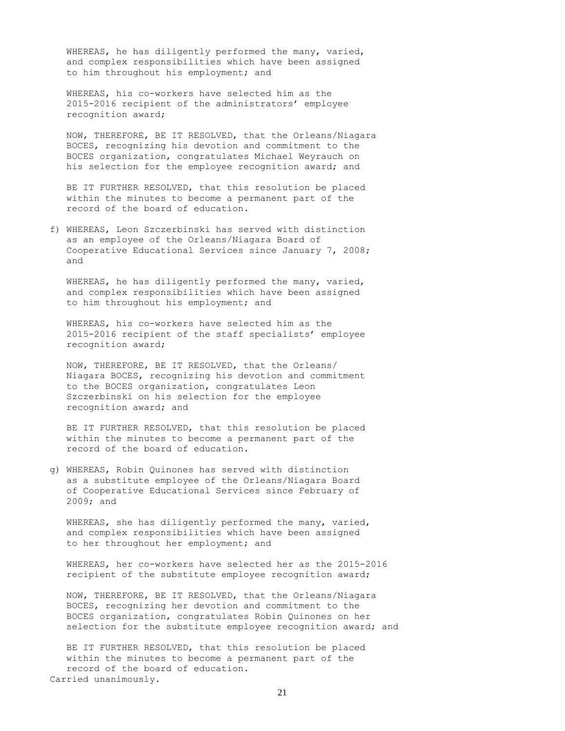WHEREAS, he has diligently performed the many, varied, and complex responsibilities which have been assigned to him throughout his employment; and

WHEREAS, his co-workers have selected him as the 2015-2016 recipient of the administrators' employee recognition award;

NOW, THEREFORE, BE IT RESOLVED, that the Orleans/Niagara BOCES, recognizing his devotion and commitment to the BOCES organization, congratulates Michael Weyrauch on his selection for the employee recognition award; and

BE IT FURTHER RESOLVED, that this resolution be placed within the minutes to become a permanent part of the record of the board of education.

f) WHEREAS, Leon Szczerbinski has served with distinction as an employee of the Orleans/Niagara Board of Cooperative Educational Services since January 7, 2008; and

WHEREAS, he has diligently performed the many, varied, and complex responsibilities which have been assigned to him throughout his employment; and

WHEREAS, his co-workers have selected him as the 2015-2016 recipient of the staff specialists' employee recognition award;

NOW, THEREFORE, BE IT RESOLVED, that the Orleans/Niagara BOCES, recognizing his devotion and commitment to the BOCES organization, congratulates Leon Szczerbinski on his selection for the employee recognition award; and

BE IT FURTHER RESOLVED, that this resolution be placed within the minutes to become a permanent part of the record of the board of education.

g) WHEREAS, Robin Quinones has served with distinction as a substitute employee of the Orleans/Niagara Board of Cooperative Educational Services since February of 2009; and

WHEREAS, she has diligently performed the many, varied, and complex responsibilities which have been assigned to her throughout her employment; and

WHEREAS, her co-workers have selected her as the 2015-2016 recipient of the substitute employee recognition award;

NOW, THEREFORE, BE IT RESOLVED, that the Orleans/Niagara BOCES, recognizing her devotion and commitment to the BOCES organization, congratulates Robin Quinones on her selection for the substitute employee recognition award; and

BE IT FURTHER RESOLVED, that this resolution be placed within the minutes to become a permanent part of the record of the board of education.

Carried unanimously.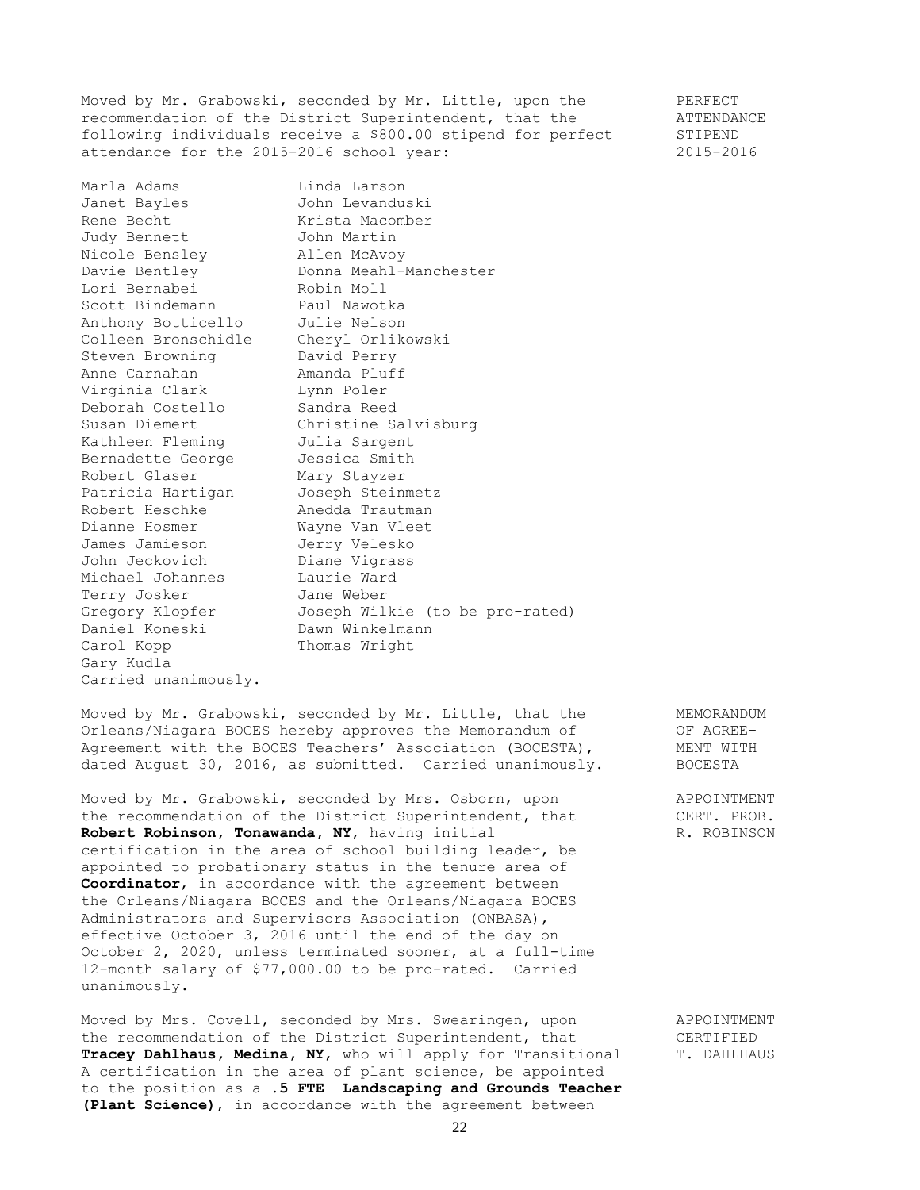Moved by Mr. Grabowski, seconded by Mr. Little, upon the recommendation of the District Superintendent, that the following individuals receive a $800.00 stipend for perfect attendance for the 2015-2016 school year:

PERFECT ATTENDANCE STIPEND 2015-2016

| | |
|---|---|
| Marla Adams | Linda Larson |
| Janet Bayles | John Levanduski |
| Rene Becht | Krista Macomber |
| Judy Bennett | John Martin |
| Nicole Bensley | Allen McAvoy |
| Davie Bentley | Donna Meahl-Manchester |
| Lori Bernabei | Robin Moll |
| Scott Bindemann | Paul Nawotka |
| Anthony Botticello | Julie Nelson |
| Colleen Bronschidle | Cheryl Orlikowski |
| Steven Browning | David Perry |
| Anne Carnahan | Amanda Pluff |
| Virginia Clark | Lynn Poler |
| Deborah Costello | Sandra Reed |
| Susan Diemert | Christine Salvisburg |
| Kathleen Fleming | Julia Sargent |
| Bernadette George | Jessica Smith |
| Robert Glaser | Mary Stayzer |
| Patricia Hartigan | Joseph Steinmetz |
| Robert Heschke | Anedda Trautman |
| Dianne Hosmer | Wayne Van Vleet |
| James Jamieson | Jerry Velesko |
| John Jeckovich | Diane Vigrass |
| Michael Johannes | Laurie Ward |
| Terry Josker | Jane Weber |
| Gregory Klopfer | Joseph Wilkie (to be pro-rated) |
| Daniel Koneski | Dawn Winkelmann |
| Carol Kopp | Thomas Wright |
| Gary Kudla | |

Carried unanimously.

Moved by Mr. Grabowski, seconded by Mr. Little, that the Orleans/Niagara BOCES hereby approves the Memorandum of Agreement with the BOCES Teachers' Association (BOCESTA), dated August 30, 2016, as submitted. Carried unanimously.

MEMORANDUM OF AGREEMENT WITH BOCESTA

Moved by Mr. Grabowski, seconded by Mrs. Osborn, upon the recommendation of the District Superintendent, that **Robert Robinson, Tonawanda, NY,** having initial certification in the area of school building leader, be appointed to probationary status in the tenure area of **Coordinator**, in accordance with the agreement between the Orleans/Niagara BOCES and the Orleans/Niagara BOCES Administrators and Supervisors Association (ONBASA), effective October 3, 2016 until the end of the day on October 2, 2020, unless terminated sooner, at a full-time 12-month salary of $77,000.00 to be pro-rated. Carried unanimously.

APPOINTMENT CERT. PROB. R. ROBINSON

Moved by Mrs. Covell, seconded by Mrs. Swearingen, upon the recommendation of the District Superintendent, that **Tracey Dahlhaus, Medina, NY,** who will apply for Transitional A certification in the area of plant science, be appointed to the position as a **.5 FTE Landscaping and Grounds Teacher (Plant Science)**, in accordance with the agreement between

APPOINTMENT CERTIFIED T. DAHLHAUS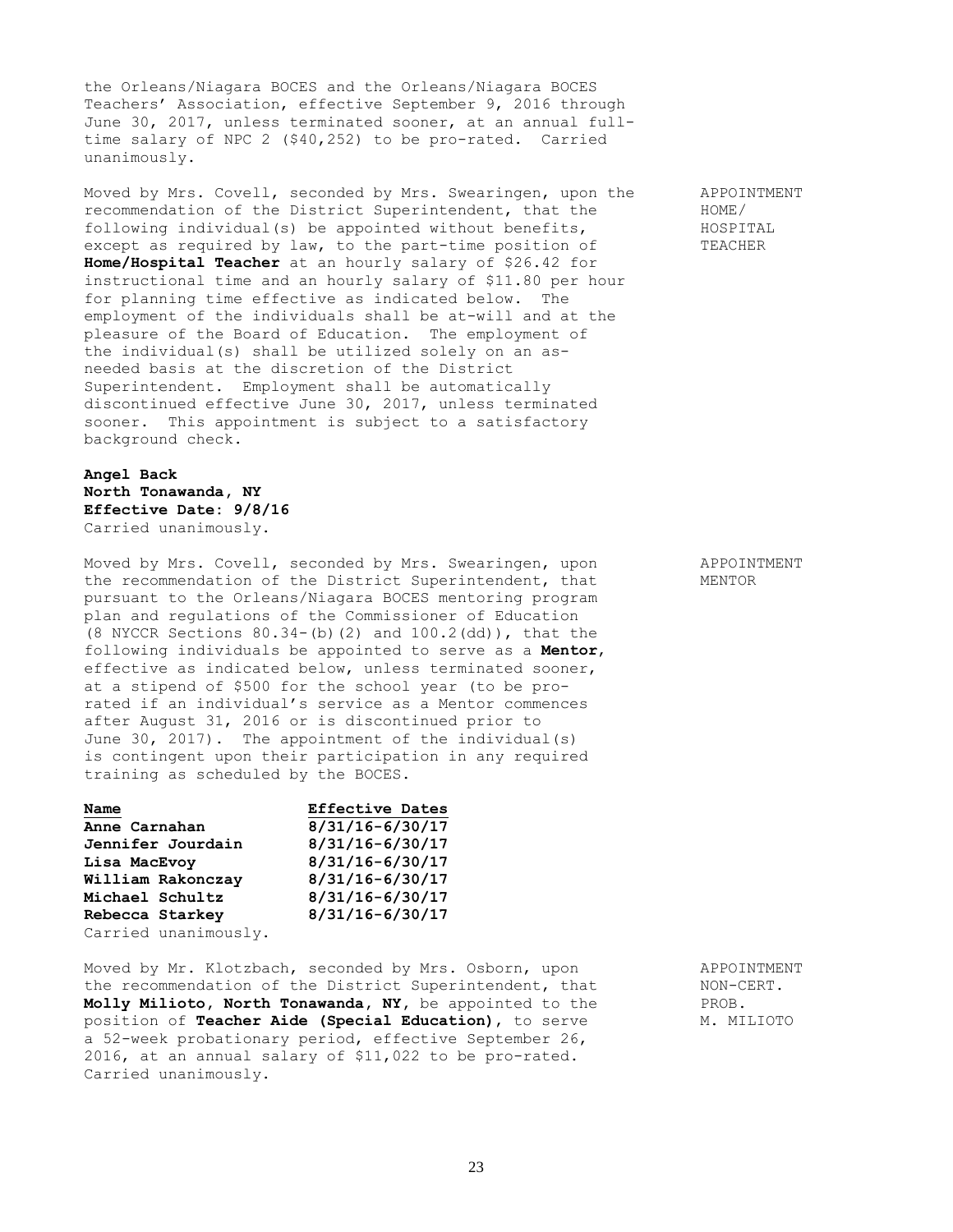the Orleans/Niagara BOCES and the Orleans/Niagara BOCES Teachers' Association, effective September 9, 2016 through June 30, 2017, unless terminated sooner, at an annual full-time salary of NPC 2 ($40,252) to be pro-rated. Carried unanimously.

APPOINTMENT HOME/ HOSPITAL TEACHER

Moved by Mrs. Covell, seconded by Mrs. Swearingen, upon the recommendation of the District Superintendent, that the following individual(s) be appointed without benefits, except as required by law, to the part-time position of **Home/Hospital Teacher** at an hourly salary of $26.42 for instructional time and an hourly salary of $11.80 per hour for planning time effective as indicated below. The employment of the individuals shall be at-will and at the pleasure of the Board of Education. The employment of the individual(s) shall be utilized solely on an as-needed basis at the discretion of the District Superintendent. Employment shall be automatically discontinued effective June 30, 2017, unless terminated sooner. This appointment is subject to a satisfactory background check.

**Angel Back**
**North Tonawanda, NY**
**Effective Date: 9/8/16**
Carried unanimously.

APPOINTMENT MENTOR

Moved by Mrs. Covell, seconded by Mrs. Swearingen, upon the recommendation of the District Superintendent, that pursuant to the Orleans/Niagara BOCES mentoring program plan and regulations of the Commissioner of Education (8 NYCCR Sections 80.34-(b)(2) and 100.2(dd)), that the following individuals be appointed to serve as a **Mentor**, effective as indicated below, unless terminated sooner, at a stipend of $500 for the school year (to be pro-rated if an individual's service as a Mentor commences after August 31, 2016 or is discontinued prior to June 30, 2017). The appointment of the individual(s) is contingent upon their participation in any required training as scheduled by the BOCES.

| Name | Effective Dates |
|---|---|
| **Anne Carnahan** | **8/31/16-6/30/17** |
| **Jennifer Jourdain** | **8/31/16-6/30/17** |
| **Lisa MacEvoy** | **8/31/16-6/30/17** |
| **William Rakonczay** | **8/31/16-6/30/17** |
| **Michael Schultz** | **8/31/16-6/30/17** |
| **Rebecca Starkey** | **8/31/16-6/30/17** |

Carried unanimously.

APPOINTMENT NON-CERT. PROB. M. MILIOTO

Moved by Mr. Klotzbach, seconded by Mrs. Osborn, upon the recommendation of the District Superintendent, that **Molly Milioto, North Tonawanda, NY**, be appointed to the position of **Teacher Aide (Special Education)**, to serve a 52-week probationary period, effective September 26, 2016, at an annual salary of $11,022 to be pro-rated. Carried unanimously.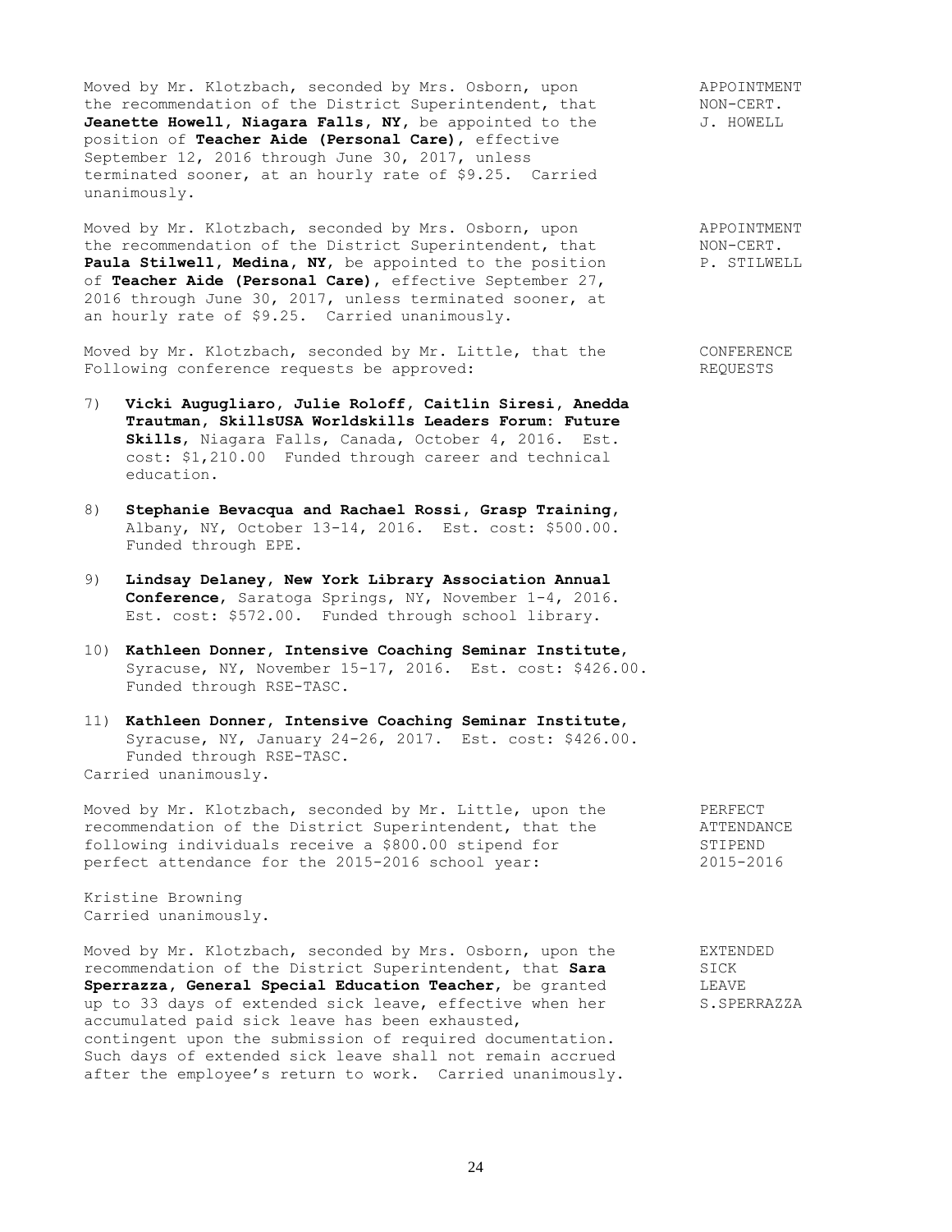Moved by Mr. Klotzbach, seconded by Mrs. Osborn, upon the recommendation of the District Superintendent, that **Jeanette Howell, Niagara Falls, NY**, be appointed to the position of **Teacher Aide (Personal Care)**, effective September 12, 2016 through June 30, 2017, unless terminated sooner, at an hourly rate of $9.25. Carried unanimously.

APPOINTMENT NON-CERT. J. HOWELL

Moved by Mr. Klotzbach, seconded by Mrs. Osborn, upon the recommendation of the District Superintendent, that **Paula Stilwell, Medina, NY**, be appointed to the position of **Teacher Aide (Personal Care)**, effective September 27, 2016 through June 30, 2017, unless terminated sooner, at an hourly rate of $9.25. Carried unanimously.

APPOINTMENT NON-CERT. P. STILWELL

Moved by Mr. Klotzbach, seconded by Mr. Little, that the Following conference requests be approved:

CONFERENCE REQUESTS

7) **Vicki Augugliaro, Julie Roloff, Caitlin Siresi, Anedda Trautman, SkillsUSA Worldskills Leaders Forum: Future Skills**, Niagara Falls, Canada, October 4, 2016. Est. cost: $1,210.00 Funded through career and technical education.

8) **Stephanie Bevacqua and Rachael Rossi, Grasp Training**, Albany, NY, October 13-14, 2016. Est. cost: $500.00. Funded through EPE.

9) **Lindsay Delaney, New York Library Association Annual Conference**, Saratoga Springs, NY, November 1-4, 2016. Est. cost: $572.00. Funded through school library.

10) **Kathleen Donner, Intensive Coaching Seminar Institute**, Syracuse, NY, November 15-17, 2016. Est. cost: $426.00. Funded through RSE-TASC.

11) **Kathleen Donner, Intensive Coaching Seminar Institute**, Syracuse, NY, January 24-26, 2017. Est. cost: $426.00. Funded through RSE-TASC.

Carried unanimously.

Moved by Mr. Klotzbach, seconded by Mr. Little, upon the recommendation of the District Superintendent, that the following individuals receive a $800.00 stipend for perfect attendance for the 2015-2016 school year:

PERFECT ATTENDANCE STIPEND 2015-2016

Kristine Browning
Carried unanimously.

Moved by Mr. Klotzbach, seconded by Mrs. Osborn, upon the recommendation of the District Superintendent, that **Sara Sperrazza, General Special Education Teacher**, be granted up to 33 days of extended sick leave, effective when her accumulated paid sick leave has been exhausted, contingent upon the submission of required documentation. Such days of extended sick leave shall not remain accrued after the employee's return to work. Carried unanimously.

EXTENDED SICK LEAVE S.SPERRAZZA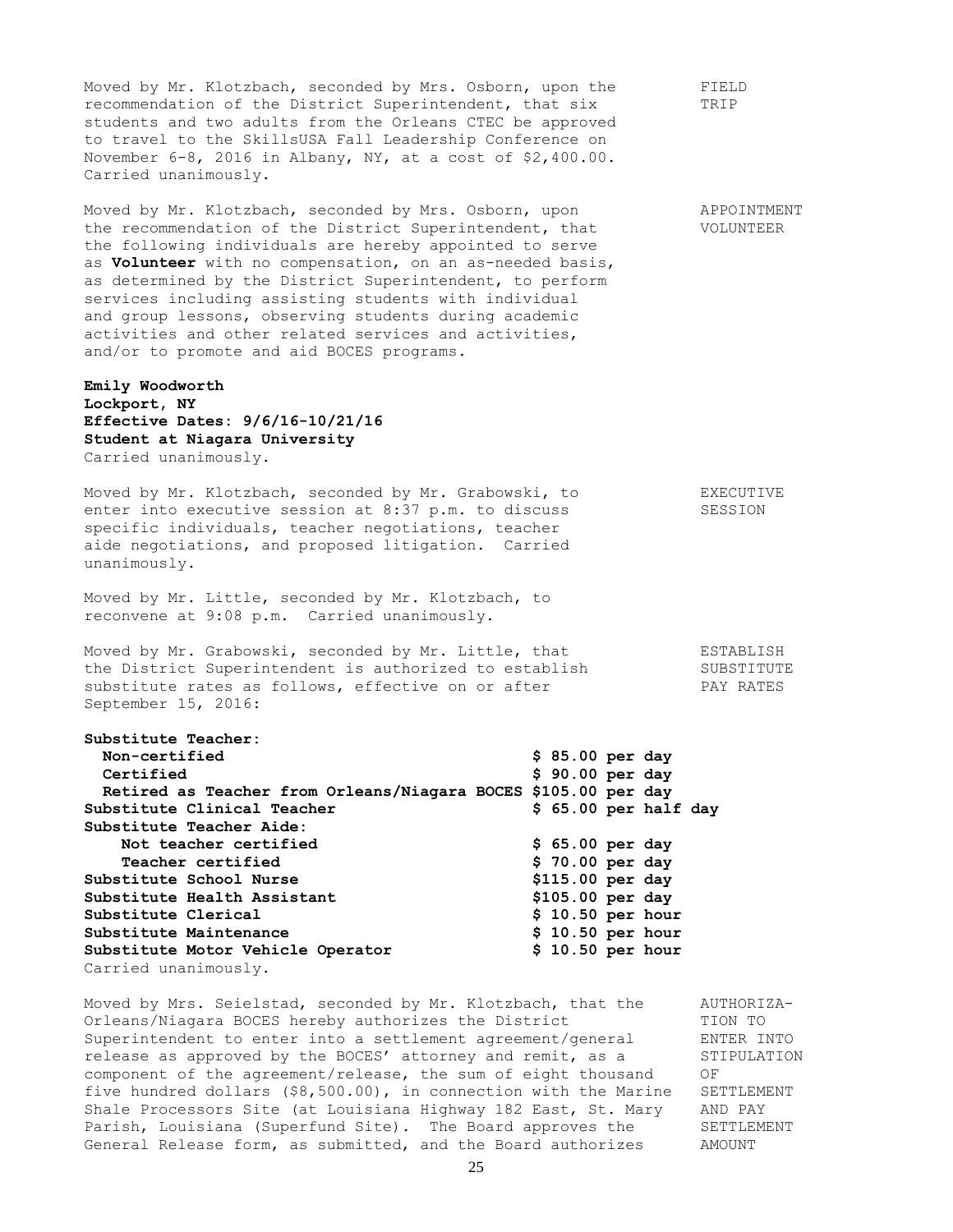Moved by Mr. Klotzbach, seconded by Mrs. Osborn, upon the recommendation of the District Superintendent, that six students and two adults from the Orleans CTEC be approved to travel to the SkillsUSA Fall Leadership Conference on November 6-8, 2016 in Albany, NY, at a cost of $2,400.00. Carried unanimously.

FIELD TRIP

Moved by Mr. Klotzbach, seconded by Mrs. Osborn, upon the recommendation of the District Superintendent, that the following individuals are hereby appointed to serve as **Volunteer** with no compensation, on an as-needed basis, as determined by the District Superintendent, to perform services including assisting students with individual and group lessons, observing students during academic activities and other related services and activities, and/or to promote and aid BOCES programs.

APPOINTMENT VOLUNTEER

**Emily Woodworth**
**Lockport, NY**
**Effective Dates: 9/6/16-10/21/16**
**Student at Niagara University**
Carried unanimously.

Moved by Mr. Klotzbach, seconded by Mr. Grabowski, to enter into executive session at 8:37 p.m. to discuss specific individuals, teacher negotiations, teacher aide negotiations, and proposed litigation. Carried unanimously.

EXECUTIVE SESSION

Moved by Mr. Little, seconded by Mr. Klotzbach, to reconvene at 9:08 p.m. Carried unanimously.

Moved by Mr. Grabowski, seconded by Mr. Little, that the District Superintendent is authorized to establish substitute rates as follows, effective on or after September 15, 2016:

ESTABLISH SUBSTITUTE PAY RATES

| | |
|---|---|
| **Substitute Teacher:** | |
| **Non-certified** | **$ 85.00 per day** |
| **Certified** | **$ 90.00 per day** |
| **Retired as Teacher from Orleans/Niagara BOCES** | **$105.00 per day** |
| **Substitute Clinical Teacher** | **$ 65.00 per half day** |
| **Substitute Teacher Aide:** | |
| **Not teacher certified** | **$ 65.00 per day** |
| **Teacher certified** | **$ 70.00 per day** |
| **Substitute School Nurse** | **$115.00 per day** |
| **Substitute Health Assistant** | **$105.00 per day** |
| **Substitute Clerical** | **$ 10.50 per hour** |
| **Substitute Maintenance** | **$ 10.50 per hour** |
| **Substitute Motor Vehicle Operator** | **$ 10.50 per hour** |

Carried unanimously.

Moved by Mrs. Seielstad, seconded by Mr. Klotzbach, that the Orleans/Niagara BOCES hereby authorizes the District Superintendent to enter into a settlement agreement/general release as approved by the BOCES' attorney and remit, as a component of the agreement/release, the sum of eight thousand five hundred dollars ($8,500.00), in connection with the Marine Shale Processors Site (at Louisiana Highway 182 East, St. Mary Parish, Louisiana (Superfund Site). The Board approves the General Release form, as submitted, and the Board authorizes

AUTHORIZATION TO ENTER INTO STIPULATION OF SETTLEMENT AND PAY SETTLEMENT AMOUNT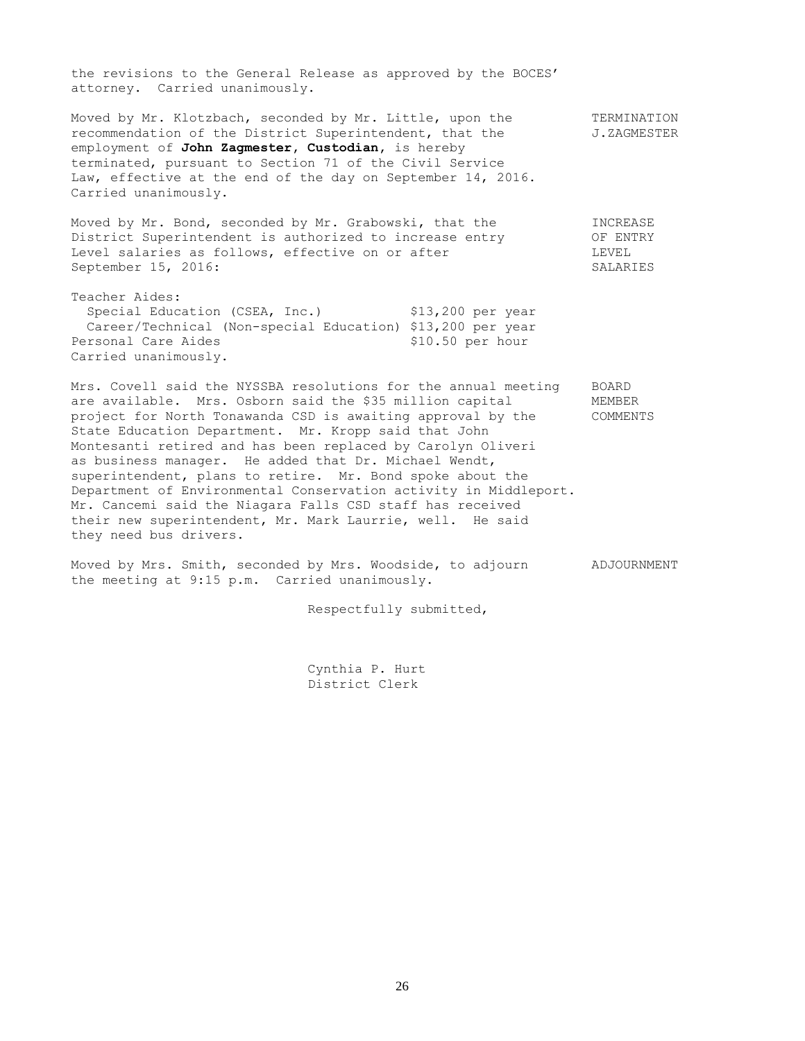the revisions to the General Release as approved by the BOCES' attorney. Carried unanimously.

TERMINATION J.ZAGMESTER

Moved by Mr. Klotzbach, seconded by Mr. Little, upon the recommendation of the District Superintendent, that the employment of **John Zagmester, Custodian**, is hereby terminated, pursuant to Section 71 of the Civil Service Law, effective at the end of the day on September 14, 2016. Carried unanimously.

INCREASE OF ENTRY LEVEL SALARIES

Moved by Mr. Bond, seconded by Mr. Grabowski, that the District Superintendent is authorized to increase entry Level salaries as follows, effective on or after September 15, 2016:

| | |
|---|---|
| Teacher Aides: | |
| Special Education (CSEA, Inc.) | $13,200 per year |
| Career/Technical (Non-special Education) | $13,200 per year |
| Personal Care Aides | $10.50 per hour |

Carried unanimously.

BOARD MEMBER COMMENTS

Mrs. Covell said the NYSSBA resolutions for the annual meeting are available. Mrs. Osborn said the $35 million capital project for North Tonawanda CSD is awaiting approval by the State Education Department. Mr. Kropp said that John Montesanti retired and has been replaced by Carolyn Oliveri as business manager. He added that Dr. Michael Wendt, superintendent, plans to retire. Mr. Bond spoke about the Department of Environmental Conservation activity in Middleport. Mr. Cancemi said the Niagara Falls CSD staff has received their new superintendent, Mr. Mark Laurrie, well. He said they need bus drivers.

ADJOURNMENT

Moved by Mrs. Smith, seconded by Mrs. Woodside, to adjourn the meeting at 9:15 p.m. Carried unanimously.

Respectfully submitted,

Cynthia P. Hurt
District Clerk